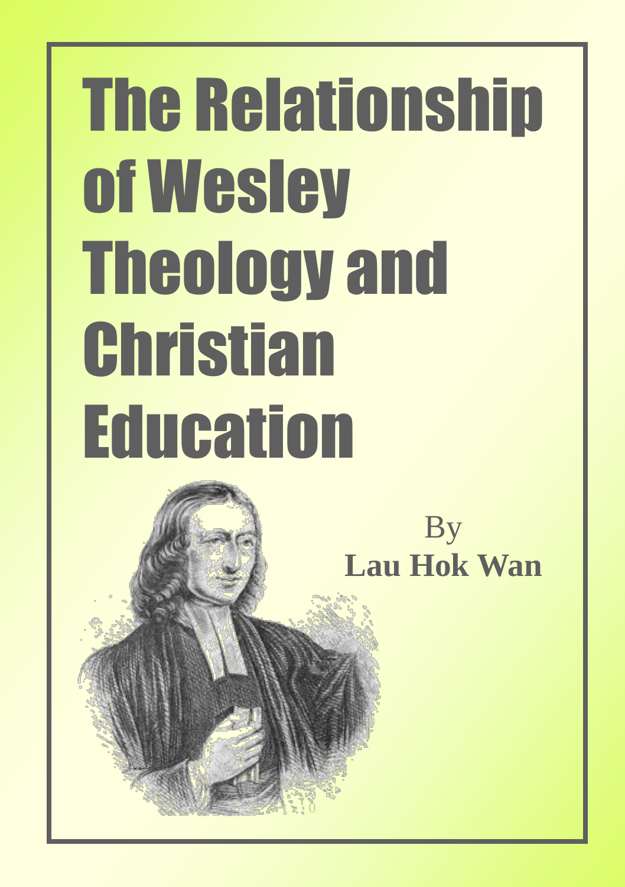# The Relationship of Wesley Theology and Christian Education

By

**Lau Hok Wan**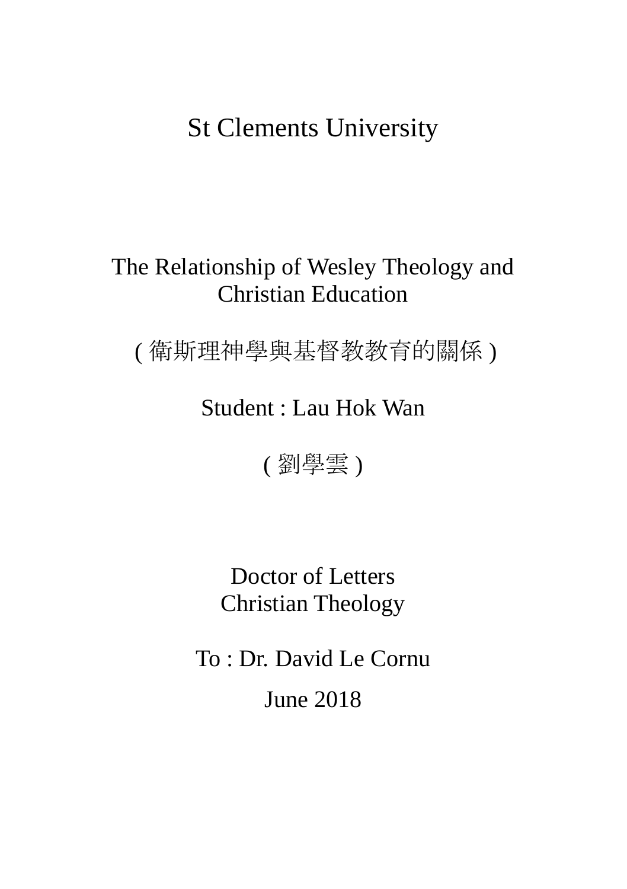St Clements University

# The Relationship of Wesley Theology and Christian Education

( 衛斯理神學與基督教教育的關係 )

Student : Lau Hok Wan

( 劉學雲 )

Doctor of Letters
Christian Theology

To : Dr. David Le Cornu

June 2018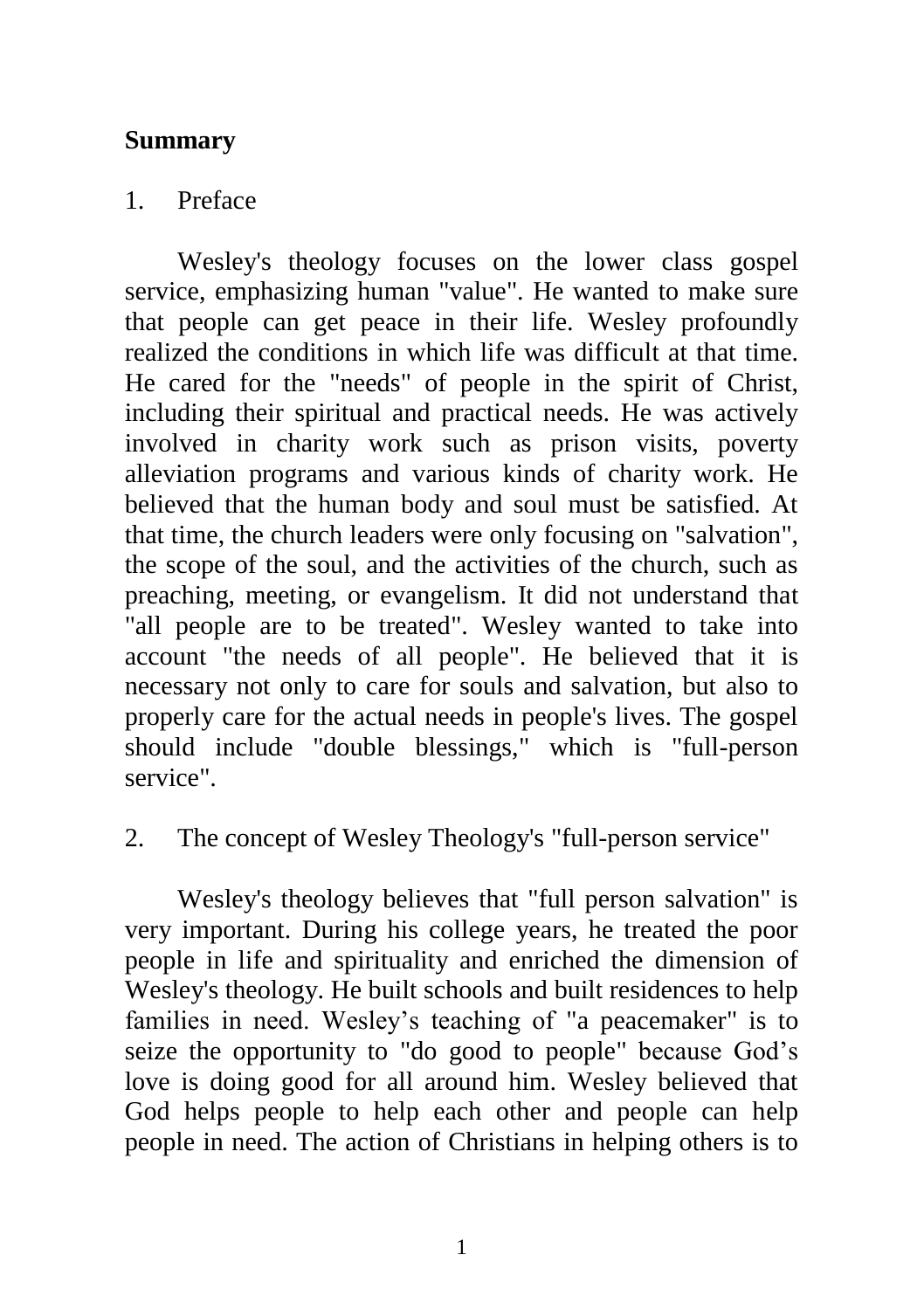**Summary**

1. Preface

Wesley's theology focuses on the lower class gospel service, emphasizing human "value". He wanted to make sure that people can get peace in their life. Wesley profoundly realized the conditions in which life was difficult at that time. He cared for the "needs" of people in the spirit of Christ, including their spiritual and practical needs. He was actively involved in charity work such as prison visits, poverty alleviation programs and various kinds of charity work. He believed that the human body and soul must be satisfied. At that time, the church leaders were only focusing on "salvation", the scope of the soul, and the activities of the church, such as preaching, meeting, or evangelism. It did not understand that "all people are to be treated". Wesley wanted to take into account "the needs of all people". He believed that it is necessary not only to care for souls and salvation, but also to properly care for the actual needs in people's lives. The gospel should include "double blessings," which is "full-person service".

2. The concept of Wesley Theology's "full-person service"

Wesley's theology believes that "full person salvation" is very important. During his college years, he treated the poor people in life and spirituality and enriched the dimension of Wesley's theology. He built schools and built residences to help families in need. Wesley's teaching of "a peacemaker" is to seize the opportunity to "do good to people" because God's love is doing good for all around him. Wesley believed that God helps people to help each other and people can help people in need. The action of Christians in helping others is to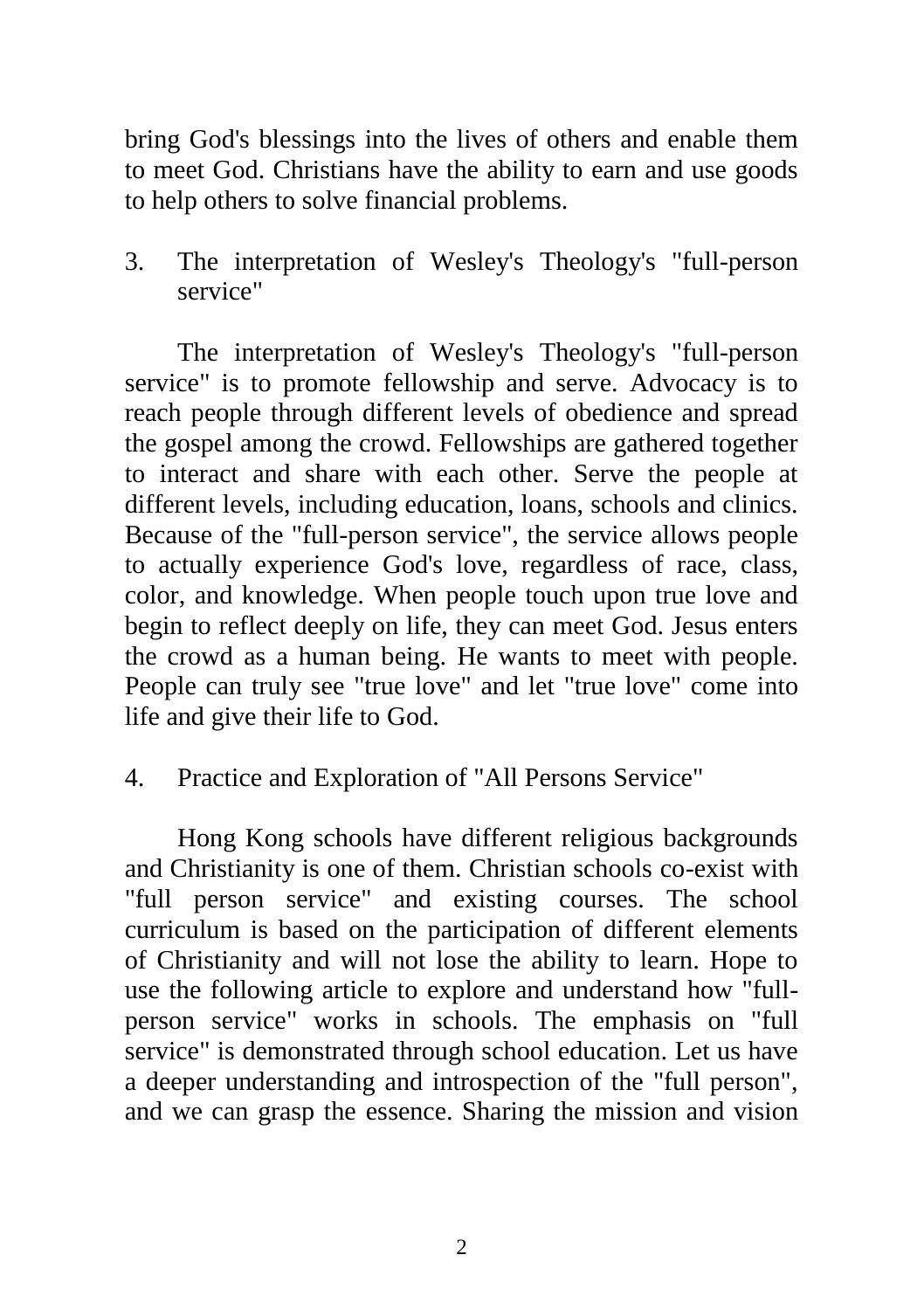bring God's blessings into the lives of others and enable them to meet God. Christians have the ability to earn and use goods to help others to solve financial problems.

3. The interpretation of Wesley's Theology's "full-person service"

The interpretation of Wesley's Theology's "full-person service" is to promote fellowship and serve. Advocacy is to reach people through different levels of obedience and spread the gospel among the crowd. Fellowships are gathered together to interact and share with each other. Serve the people at different levels, including education, loans, schools and clinics. Because of the "full-person service", the service allows people to actually experience God's love, regardless of race, class, color, and knowledge. When people touch upon true love and begin to reflect deeply on life, they can meet God. Jesus enters the crowd as a human being. He wants to meet with people. People can truly see "true love" and let "true love" come into life and give their life to God.

4. Practice and Exploration of "All Persons Service"

Hong Kong schools have different religious backgrounds and Christianity is one of them. Christian schools co-exist with "full person service" and existing courses. The school curriculum is based on the participation of different elements of Christianity and will not lose the ability to learn. Hope to use the following article to explore and understand how "full-person service" works in schools. The emphasis on "full service" is demonstrated through school education. Let us have a deeper understanding and introspection of the "full person", and we can grasp the essence. Sharing the mission and vision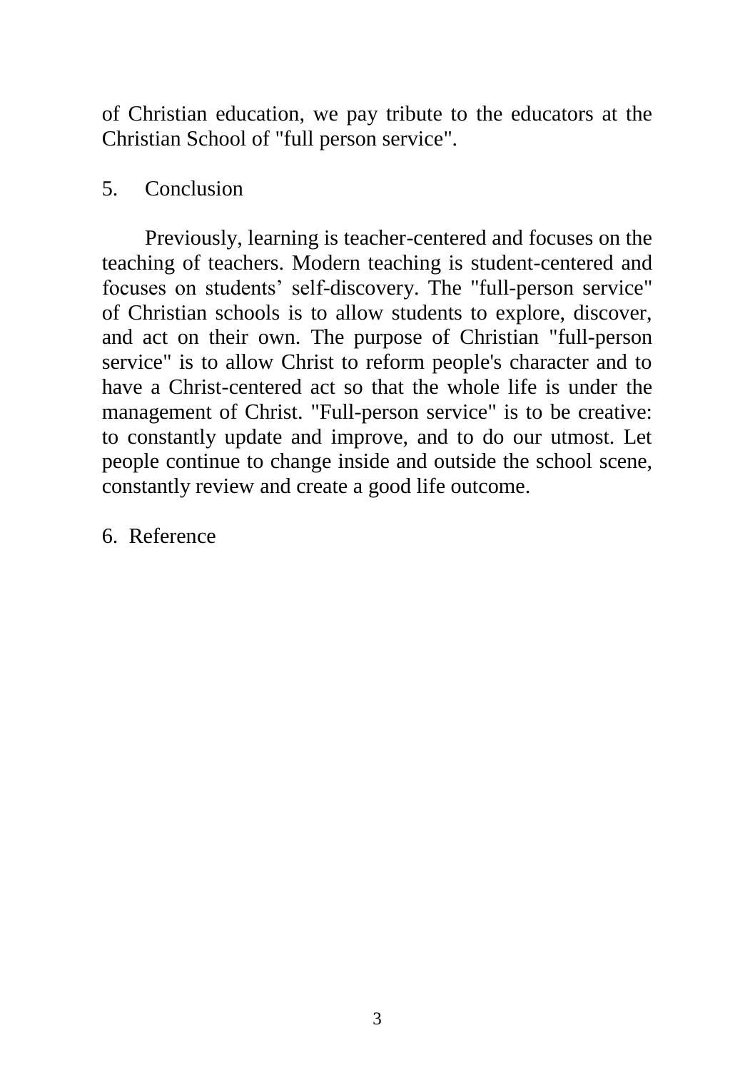of Christian education, we pay tribute to the educators at the Christian School of "full person service".

## 5. Conclusion

Previously, learning is teacher-centered and focuses on the teaching of teachers. Modern teaching is student-centered and focuses on students' self-discovery. The "full-person service" of Christian schools is to allow students to explore, discover, and act on their own. The purpose of Christian "full-person service" is to allow Christ to reform people's character and to have a Christ-centered act so that the whole life is under the management of Christ. "Full-person service" is to be creative: to constantly update and improve, and to do our utmost. Let people continue to change inside and outside the school scene, constantly review and create a good life outcome.

## 6. Reference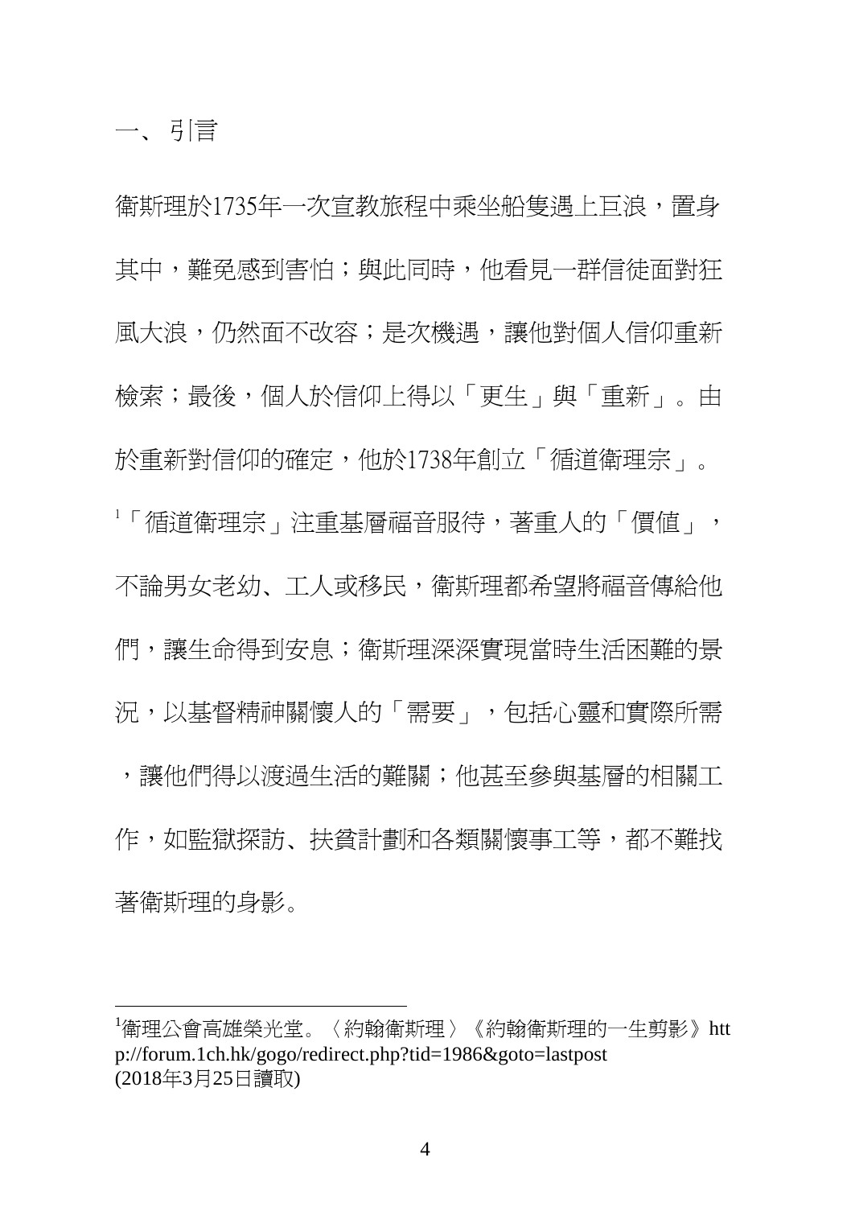## 一、 引言

衛斯理於1735年一次宣教旅程中乘坐船隻遇上巨浪，置身其中，難免感到害怕；與此同時，他看見一群信徒面對狂風大浪，仍然面不改容；是次機遇，讓他對個人信仰重新檢索；最後，個人於信仰上得以「更生」與「重新」。由於重新對信仰的確定，他於1738年創立「循道衛理宗」。[1]「循道衛理宗」注重基層福音服待，著重人的「價值」，不論男女老幼、工人或移民，衛斯理都希望將福音傳給他們，讓生命得到安息；衛斯理深深實現當時生活困難的景況，以基督精神關懷人的「需要」，包括心靈和實際所需，讓他們得以渡過生活的難關；他甚至參與基層的相關工作，如監獄探訪、扶貧計劃和各類關懷事工等，都不難找著衛斯理的身影。

---

[1]衛理公會高雄榮光堂。〈約翰衛斯理〉《約翰衛斯理的一生剪影》http://forum.1ch.hk/gogo/redirect.php?tid=1986&goto=lastpost (2018年3月25日讀取)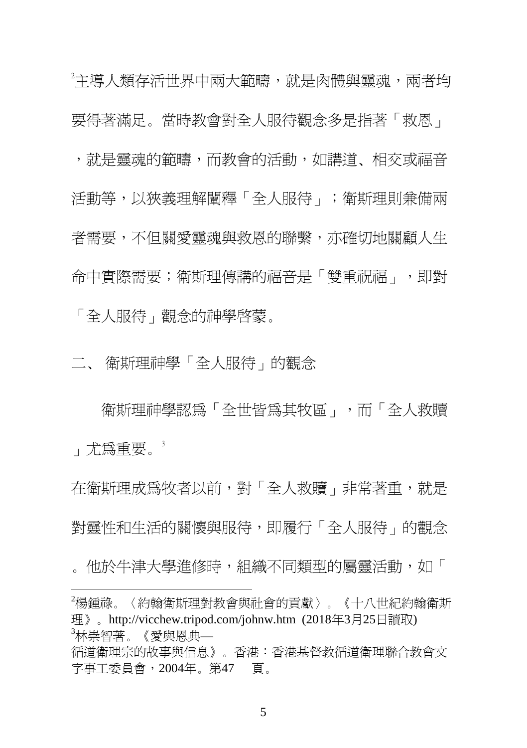[2]主導人類存活世界中兩大範疇，就是肉體與靈魂，兩者均要得著滿足。當時教會對全人服待觀念多是指著「救恩」，就是靈魂的範疇，而教會的活動，如講道、相交或福音活動等，以狹義理解闡釋「全人服待」；衛斯理則兼備兩者需要，不但關愛靈魂與救恩的聯繫，亦確切地關顧人生命中實際需要；衛斯理傳講的福音是「雙重祝福」，即對「全人服待」觀念的神學啓蒙。

## 二、 衛斯理神學「全人服待」的觀念

衛斯理神學認爲「全世皆爲其牧區」，而「全人救贖」尤爲重要。[3]

在衛斯理成爲牧者以前，對「全人救贖」非常著重，就是對靈性和生活的關懷與服待，即履行「全人服待」的觀念。他於牛津大學進修時，組織不同類型的屬靈活動，如「

---

[2]楊鍾祿。〈約翰衛斯理對教會與社會的貢獻〉。《十八世紀約翰衛斯理》。http://vicchew.tripod.com/johnw.htm (2018年3月25日讀取)

[3]林崇智著。《愛與恩典—循道衛理宗的故事與信息》。香港：香港基督教循道衛理聯合教會文字事工委員會，2004年。第47 頁。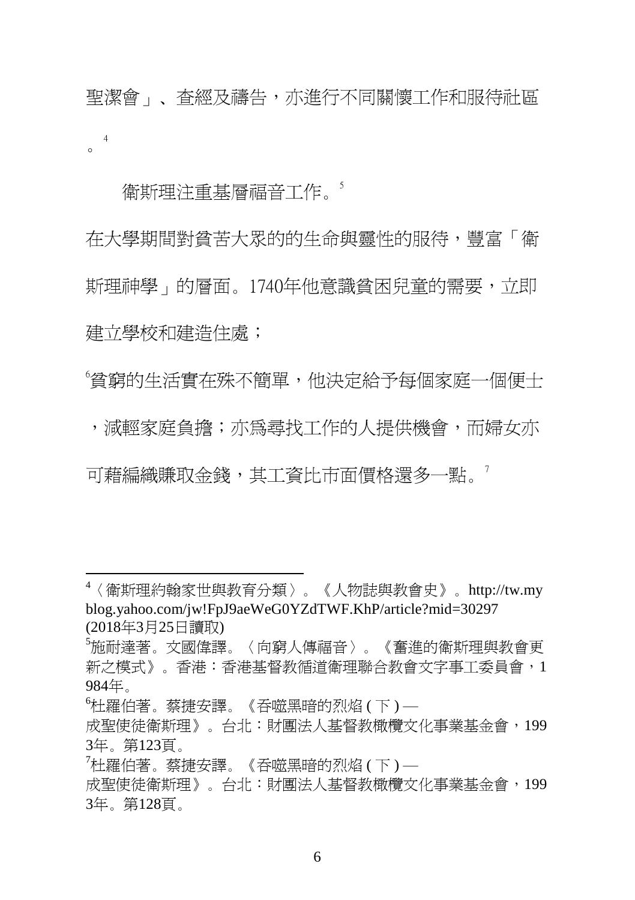聖潔會」、查經及禱告，亦進行不同關懷工作和服待社區。[4]

衛斯理注重基層福音工作。[5]

在大學期間對貧苦大眾的的生命與靈性的服待，豐富「衛斯理神學」的層面。1740年他意識貧困兒童的需要，立即建立學校和建造住處；

[6]貧窮的生活實在殊不簡單，他決定給予每個家庭一個便士，減輕家庭負擔；亦為尋找工作的人提供機會，而婦女亦可藉編織賺取金錢，其工資比市面價格還多一點。[7]

---

[4]〈衛斯理約翰家世與教育分類〉。《人物誌與教會史》。http://tw.myblog.yahoo.com/jw!FpJ9aeWeG0YZdTWF.KhP/article?mid=30297 (2018年3月25日讀取)

[5]施耐達著。文國偉譯。〈向窮人傳福音〉。《奮進的衛斯理與教會更新之模式》。香港：香港基督教循道衛理聯合教會文字事工委員會，1984年。

[6]杜羅伯著。蔡捷安譯。《吞噬黑暗的烈焰 ( 下 ) — 成聖使徒衛斯理》。台北：財團法人基督教橄欖文化事業基金會，1993年。第123頁。

[7]杜羅伯著。蔡捷安譯。《吞噬黑暗的烈焰 ( 下 ) — 成聖使徒衛斯理》。台北：財團法人基督教橄欖文化事業基金會，1993年。第128頁。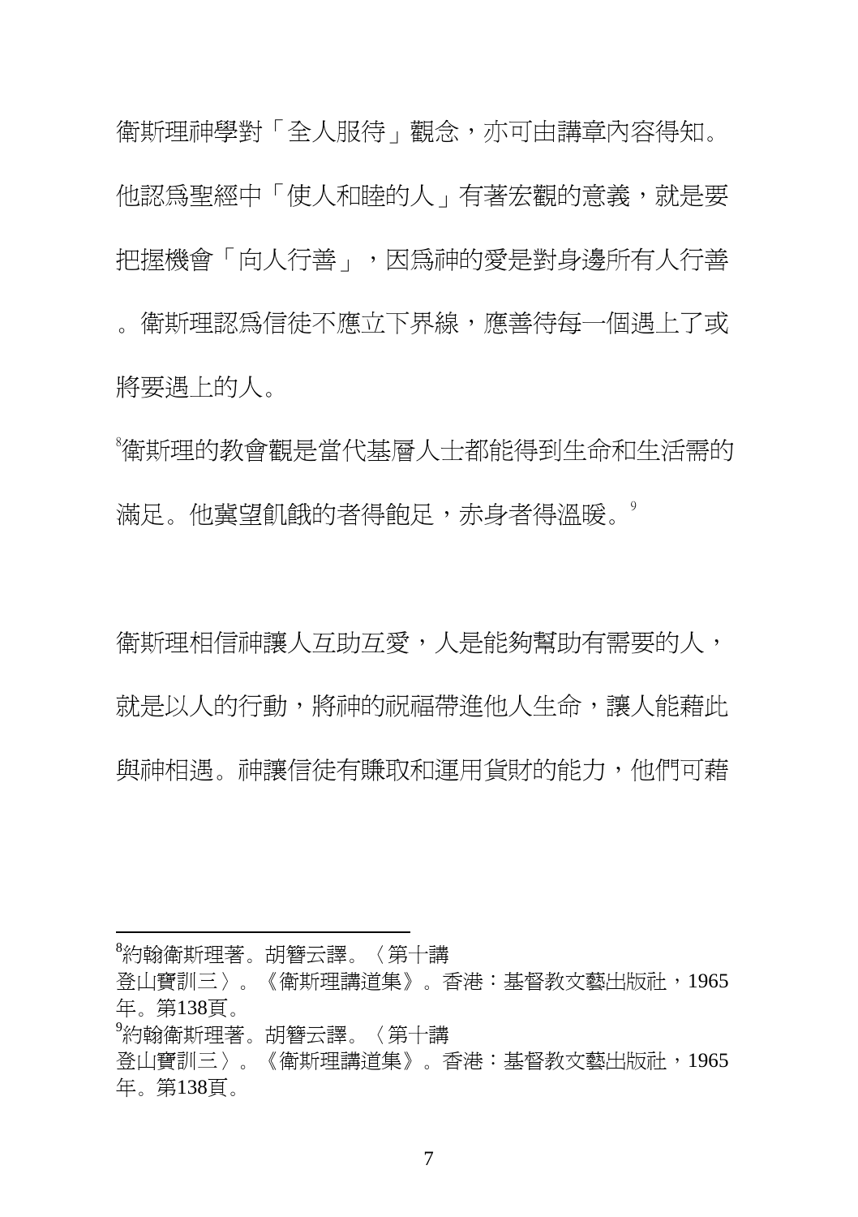衛斯理神學對「全人服侍」觀念，亦可由講章內容得知。他認爲聖經中「使人和睦的人」有著宏觀的意義，就是要把握機會「向人行善」，因爲神的愛是對身邊所有人行善。衛斯理認爲信徒不應立下界線，應善待每一個遇上了或將要遇上的人。

[8]衛斯理的教會觀是當代基層人士都能得到生命和生活需的滿足。他冀望飢餓的者得飽足，赤身者得溫暖。[9]

衛斯理相信神讓人互助互愛，人是能夠幫助有需要的人，就是以人的行動，將神的祝福帶進他人生命，讓人能藉此與神相遇。神讓信徒有賺取和運用貨財的能力，他們可藉

---

[8]約翰衛斯理著。胡簪云譯。〈第十講 登山寶訓三〉。《衛斯理講道集》。香港：基督教文藝出版社，1965年。第138頁。

[9]約翰衛斯理著。胡簪云譯。〈第十講 登山寶訓三〉。《衛斯理講道集》。香港：基督教文藝出版社，1965年。第138頁。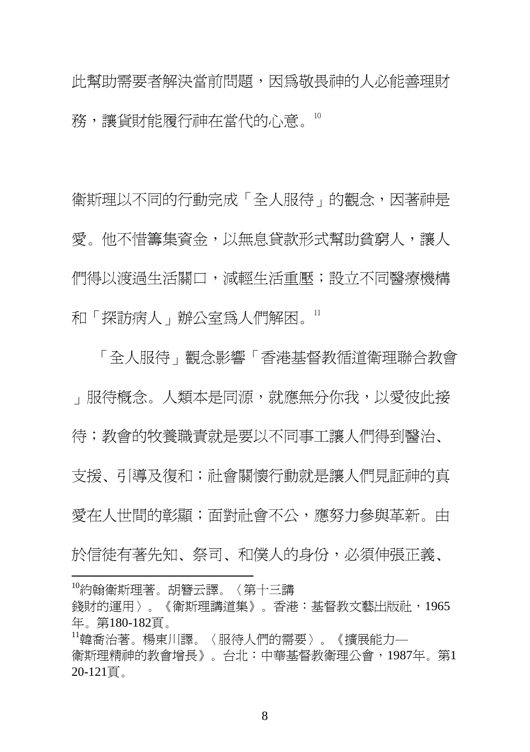此幫助需要者解決當前問題，因為敬畏神的人必能善理財務，讓貨財能履行神在當代的心意。[10]

衛斯理以不同的行動完成「全人服待」的觀念，因著神是愛。他不惜籌集資金，以無息貸款形式幫助貧窮人，讓人們得以渡過生活關口，減輕生活重壓；設立不同醫療機構和「探訪病人」辦公室為人們解困。[11]

「全人服待」觀念影響「香港基督教循道衛理聯合教會」服待概念。人類本是同源，就應無分你我，以愛彼此接待；教會的牧養職責就是要以不同事工讓人們得到醫治、支援、引導及復和；社會關懷行動就是讓人們見証神的真愛在人世間的彰顯；面對社會不公，應努力參與革新。由於信徒有著先知、祭司、和僕人的身份，必須伸張正義、

---

[10] 約翰衛斯理著。胡簪云譯。〈第十三講 錢財的運用〉。《衛斯理講道集》。香港：基督教文藝出版社，1965年。第180-182頁。

[11] 韓喬治著。楊東川譯。〈服待人們的需要〉。《擴展能力—衛斯理精神的教會增長》。台北：中華基督教衛理公會，1987年。第120-121頁。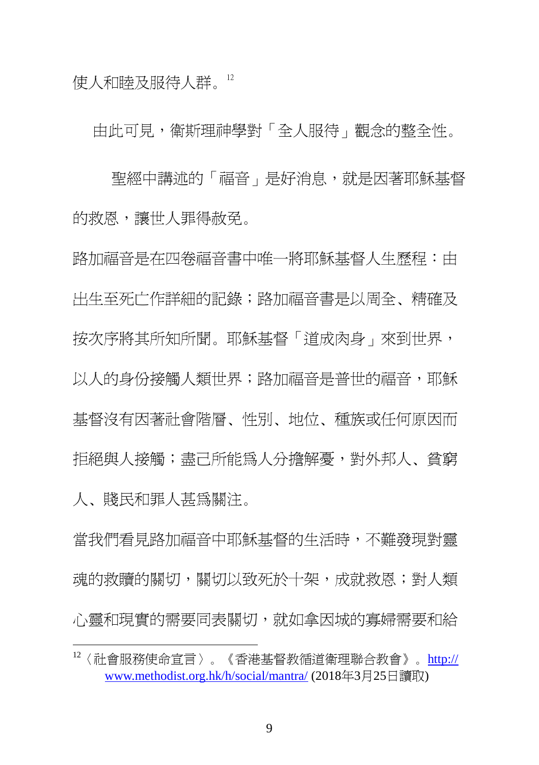使人和睦及服侍人群。[12]

由此可見，衛斯理神學對「全人服侍」觀念的整全性。

聖經中講述的「福音」是好消息，就是因著耶穌基督的救恩，讓世人罪得赦免。

路加福音是在四卷福音書中唯一將耶穌基督人生歷程：由出生至死亡作詳細的記錄；路加福音書是以周全、精確及按次序將其所知所聞。耶穌基督「道成肉身」來到世界，以人的身份接觸人類世界；路加福音是普世的福音，耶穌基督沒有因著社會階層、性別、地位、種族或任何原因而拒絕與人接觸；盡己所能爲人分擔解憂，對外邦人、貧窮人、賤民和罪人甚爲關注。

當我們看見路加福音中耶穌基督的生活時，不難發現對靈魂的救贖的關切，關切以致死於十架，成就救恩；對人類心靈和現實的需要同表關切，就如拿因城的寡婦需要和給

---

[12]〈社會服務使命宣言〉。《香港基督教循道衛理聯合教會》。http://www.methodist.org.hk/h/social/mantra/ (2018年3月25日讀取)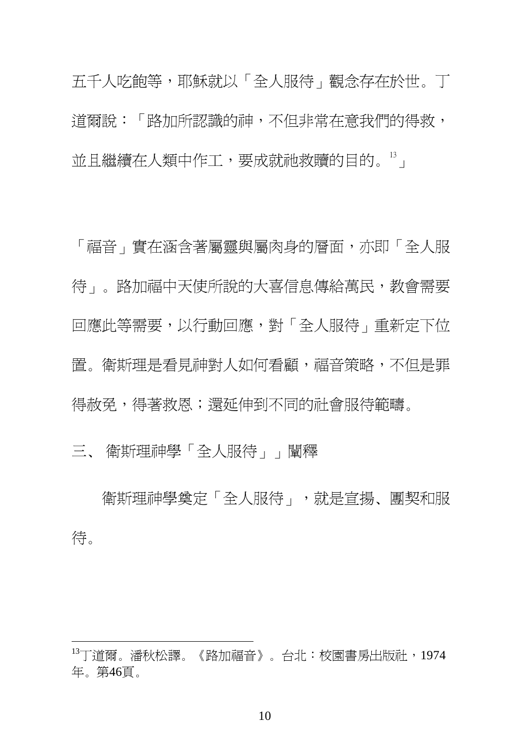五千人吃飽等，耶穌就以「全人服待」觀念存在於世。丁道爾說：「路加所認識的神，不但非常在意我們的得救，並且繼續在人類中作工，要成就祂救贖的目的。[13]」

「福音」實在涵含著屬靈與屬肉身的層面，亦即「全人服待」。路加福中天使所說的大喜信息傳給萬民，教會需要回應此等需要，以行動回應，對「全人服待」重新定下位置。衛斯理是看見神對人如何看顧，福音策略，不但是罪得赦免，得著救恩；還延伸到不同的社會服待範疇。

### 三、 衛斯理神學「全人服待」」闡釋

衛斯理神學奠定「全人服待」，就是宣揚、團契和服待。

---

[13]丁道爾。潘秋松譯。《路加福音》。台北：校園書房出版社，1974年。第46頁。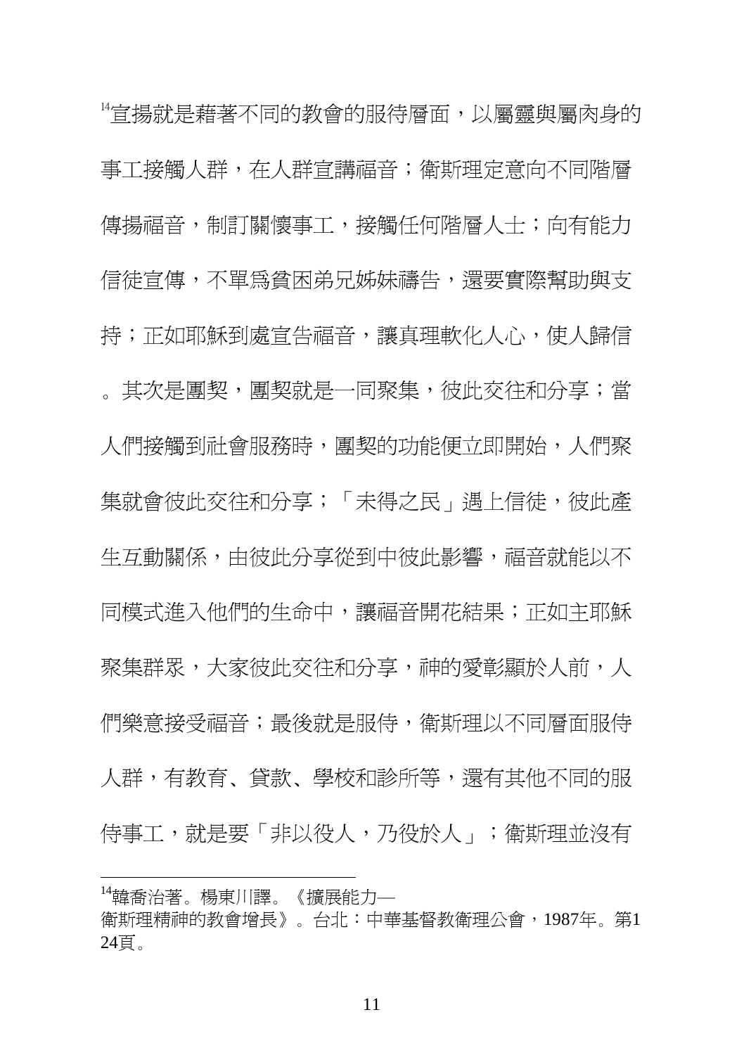[14]宣揚就是藉著不同的教會的服待層面，以屬靈與屬肉身的事工接觸人群，在人群宣講福音；衛斯理定意向不同階層傳揚福音，制訂關懷事工，接觸任何階層人士；向有能力信徒宣傳，不單爲貧困弟兄姊妹禱告，還要實際幫助與支持；正如耶穌到處宣告福音，讓真理軟化人心，使人歸信。其次是團契，團契就是一同聚集，彼此交往和分享；當人們接觸到社會服務時，團契的功能便立即開始，人們聚集就會彼此交往和分享；「未得之民」遇上信徒，彼此產生互動關係，由彼此分享從到中彼此影響，福音就能以不同模式進入他們的生命中，讓福音開花結果；正如主耶穌聚集群眾，大家彼此交往和分享，神的愛彰顯於人前，人們樂意接受福音；最後就是服侍，衛斯理以不同層面服侍人群，有教育、貸款、學校和診所等，還有其他不同的服侍事工，就是要「非以役人，乃役於人」；衛斯理並沒有

---

[14]韓喬治著。楊東川譯。《擴展能力—衛斯理精神的教會增長》。台北：中華基督教衛理公會，1987年。第124頁。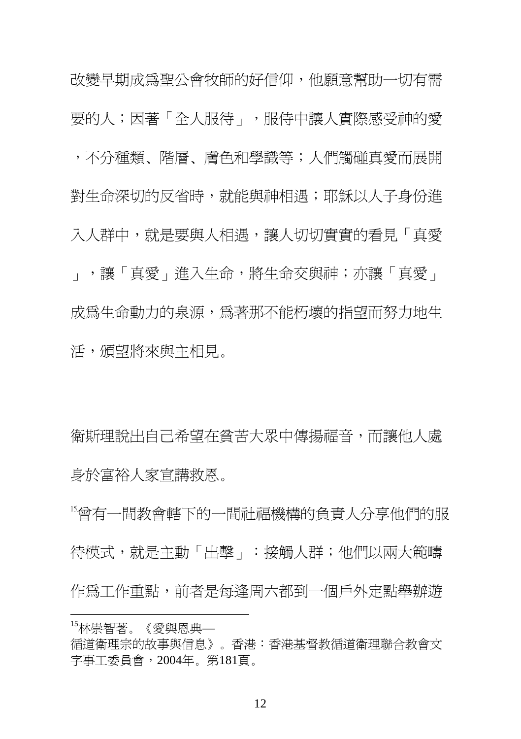改變早期成爲聖公會牧師的好信仰，他願意幫助一切有需要的人；因著「全人服待」，服侍中讓人實際感受神的愛，不分種類、階層、膚色和學識等；人們觸碰真愛而展開對生命深切的反省時，就能與神相遇；耶穌以人子身份進入人群中，就是要與人相遇，讓人切切實實的看見「真愛」，讓「真愛」進入生命，將生命交與神；亦讓「真愛」成爲生命動力的泉源，爲著那不能朽壞的指望而努力地生活，殞望將來與主相見。

衛斯理說出自己希望在貧苦大眾中傳揚福音，而讓他人處身於富裕人家宣講救恩。

[15]曾有一間教會轄下的一間社福機構的負責人分享他們的服待模式，就是主動「出擊」：接觸人群；他們以兩大範疇作爲工作重點，前者是每逢周六都到一個戶外定點舉辦遊

---

[15]林崇智著。《愛與恩典—循道衛理宗的故事與信息》。香港：香港基督教循道衛理聯合教會文字事工委員會，2004年。第181頁。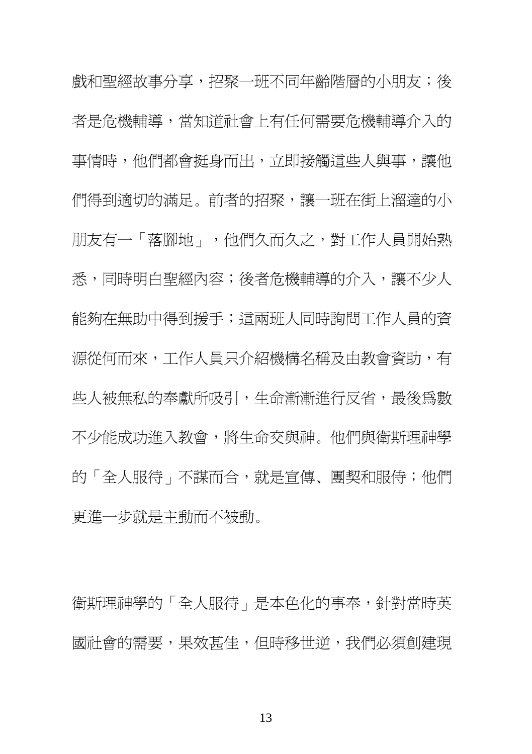戲和聖經故事分享，招聚一班不同年齡階層的小朋友；後者是危機輔導，當知道社會上有任何需要危機輔導介入的事情時，他們都會挺身而出，立即接觸這些人與事，讓他們得到適切的滿足。前者的招聚，讓一班在街上溜達的小朋友有一「落腳地」，他們久而久之，對工作人員開始熟悉，同時明白聖經內容；後者危機輔導的介入，讓不少人能夠在無助中得到援手；這兩班人同時詢問工作人員的資源從何而來，工作人員只介紹機構名稱及由教會資助，有些人被無私的奉獻所吸引，生命漸漸進行反省，最後為數不少能成功進入教會，將生命交與神。他們與衛斯理神學的「全人服待」不謀而合，就是宣傳、團契和服侍；他們更進一步就是主動而不被動。

衛斯理神學的「全人服待」是本色化的事奉，針對當時英國社會的需要，果效甚佳，但時移世逆，我們必須創建現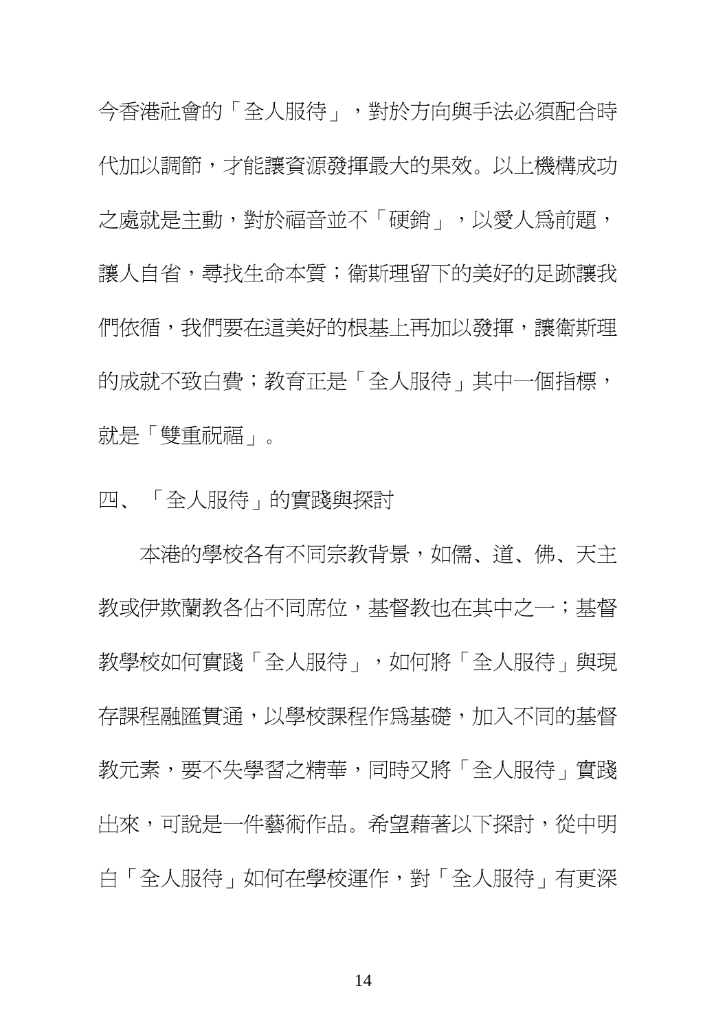今香港社會的「全人服待」，對於方向與手法必須配合時代加以調節，才能讓資源發揮最大的果效。以上機構成功之處就是主動，對於福音並不「硬銷」，以愛人為前題，讓人自省，尋找生命本質；衛斯理留下的美好的足跡讓我們依循，我們要在這美好的根基上再加以發揮，讓衛斯理的成就不致白費；教育正是「全人服待」其中一個指標，就是「雙重祝福」。

## 四、「全人服待」的實踐與探討

本港的學校各有不同宗教背景，如儒、道、佛、天主教或伊斯蘭教各佔不同席位，基督教也在其中之一；基督教學校如何實踐「全人服待」，如何將「全人服待」與現存課程融匯貫通，以學校課程作為基礎，加入不同的基督教元素，要不失學習之精華，同時又將「全人服待」實踐出來，可說是一件藝術作品。希望藉著以下探討，從中明白「全人服待」如何在學校運作，對「全人服待」有更深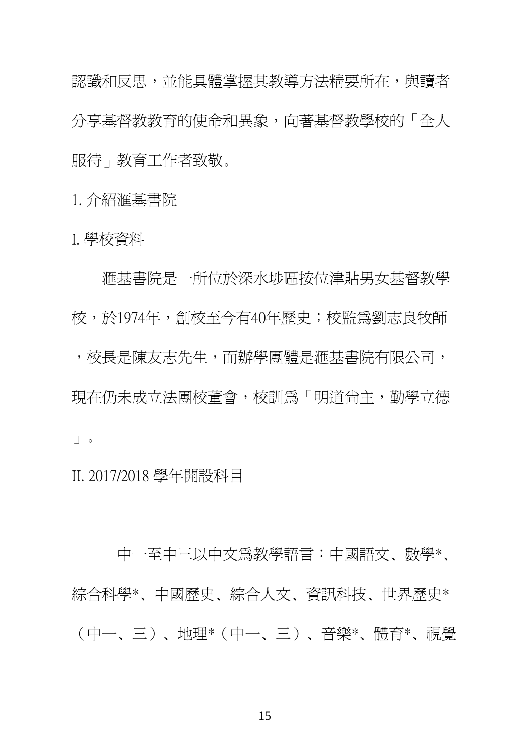認識和反思，並能具體掌握其教導方法精要所在，與讀者分享基督教教育的使命和異象，向著基督教學校的「全人服待」教育工作者致敬。

1. 介紹滙基書院

I. 學校資料

滙基書院是一所位於深水埗區按位津貼男女基督教學校，於1974年，創校至今有40年歷史；校監為劉志良牧師，校長是陳友志先生，而辦學團體是滙基書院有限公司，現在仍未成立法團校董會，校訓為「明道尙主，勤學立德」。

II. 2017/2018 學年開設科目

中一至中三以中文為教學語言：中國語文、數學*、綜合科學*、中國歷史、綜合人文、資訊科技、世界歷史*（中一、三）、地理*（中一、三）、音樂*、體育*、視覺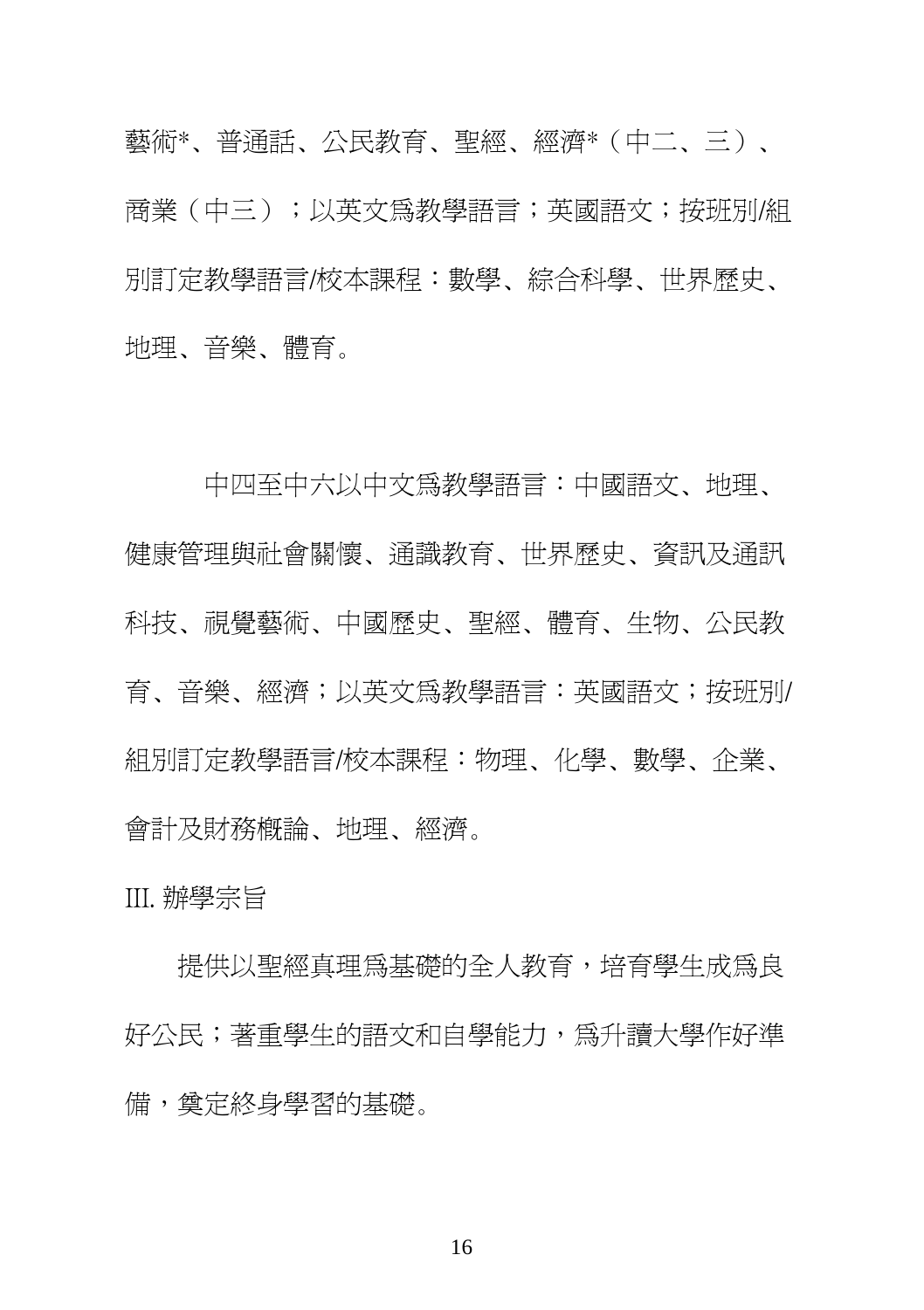藝術*、普通話、公民教育、聖經、經濟*（中二、三）、商業（中三）；以英文爲教學語言；英國語文；按班別/組別訂定教學語言/校本課程：數學、綜合科學、世界歷史、地理、音樂、體育。

中四至中六以中文爲教學語言：中國語文、地理、健康管理與社會關懷、通識教育、世界歷史、資訊及通訊科技、視覺藝術、中國歷史、聖經、體育、生物、公民教育、音樂、經濟；以英文爲教學語言：英國語文；按班別/組別訂定教學語言/校本課程：物理、化學、數學、企業、會計及財務概論、地理、經濟。

III. 辦學宗旨

提供以聖經真理爲基礎的全人教育，培育學生成爲良好公民；著重學生的語文和自學能力，爲升讀大學作好準備，奠定終身學習的基礎。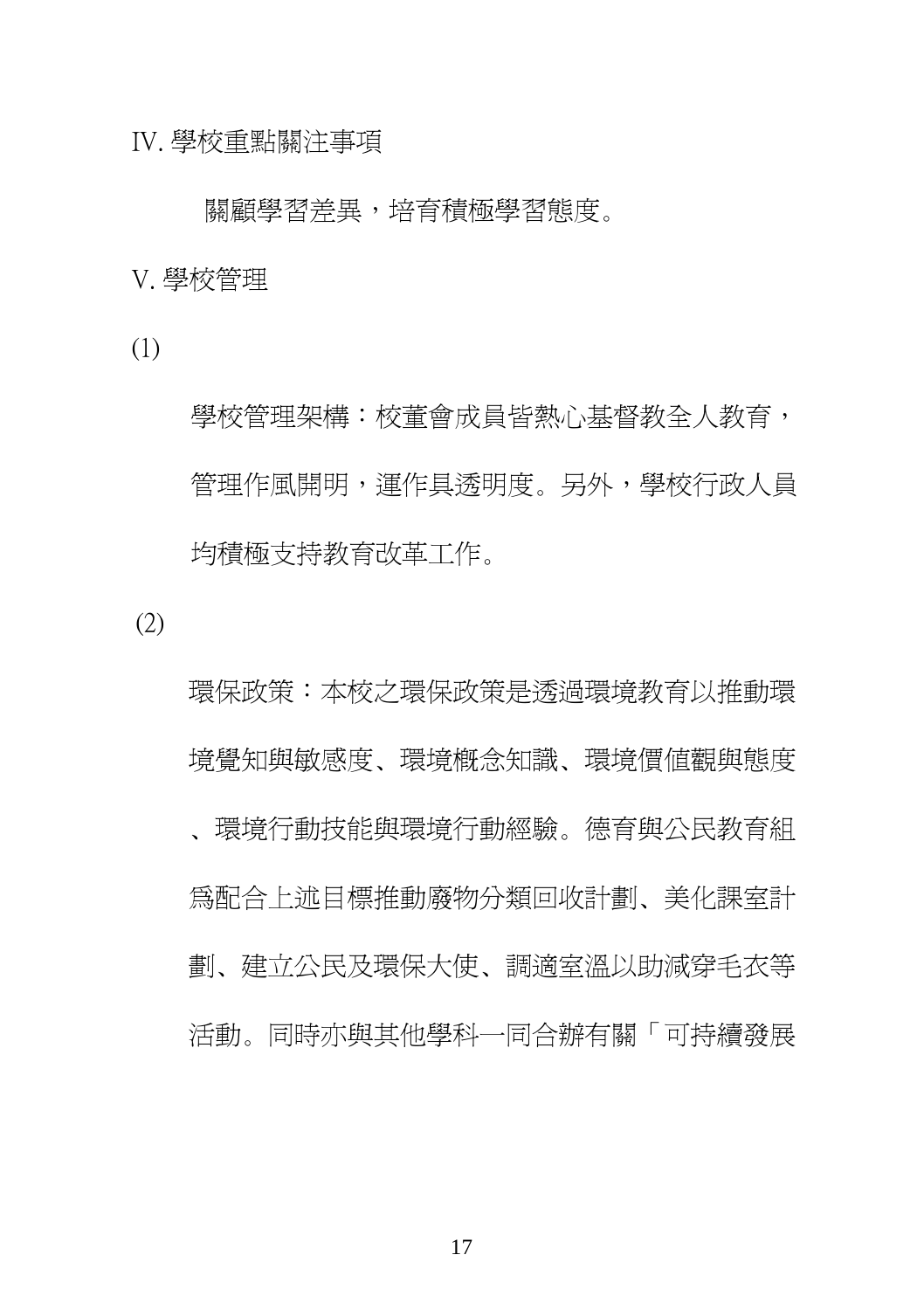## IV. 學校重點關注事項

關顧學習差異，培育積極學習態度。

## V. 學校管理

(1)

學校管理架構：校董會成員皆熱心基督教全人教育，管理作風開明，運作具透明度。另外，學校行政人員均積極支持教育改革工作。

(2)

環保政策：本校之環保政策是透過環境教育以推動環境覺知與敏感度、環境概念知識、環境價值觀與態度、環境行動技能與環境行動經驗。德育與公民教育組為配合上述目標推動廢物分類回收計劃、美化課室計劃、建立公民及環保大使、調適室溫以助減穿毛衣等活動。同時亦與其他學科一同合辦有關「可持續發展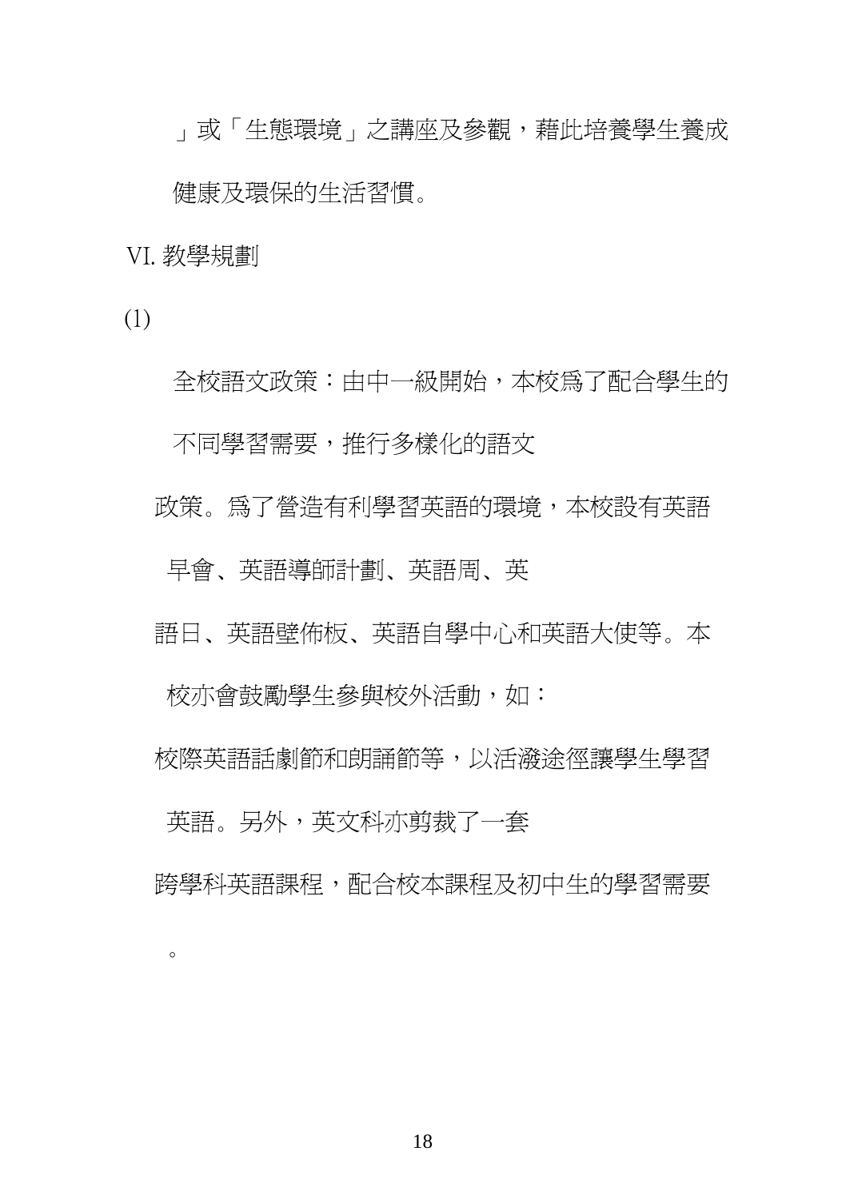」或「生態環境」之講座及參觀，藉此培養學生養成健康及環保的生活習慣。

VI. 教學規劃

(1)

全校語文政策：由中一級開始，本校爲了配合學生的不同學習需要，推行多樣化的語文政策。爲了營造有利學習英語的環境，本校設有英語早會、英語導師計劃、英語周、英語日、英語壁佈板、英語自學中心和英語大使等。本校亦會鼓勵學生參與校外活動，如：校際英語話劇節和朗誦節等，以活潑途徑讓學生學習英語。另外，英文科亦剪裁了一套跨學科英語課程，配合校本課程及初中生的學習需要。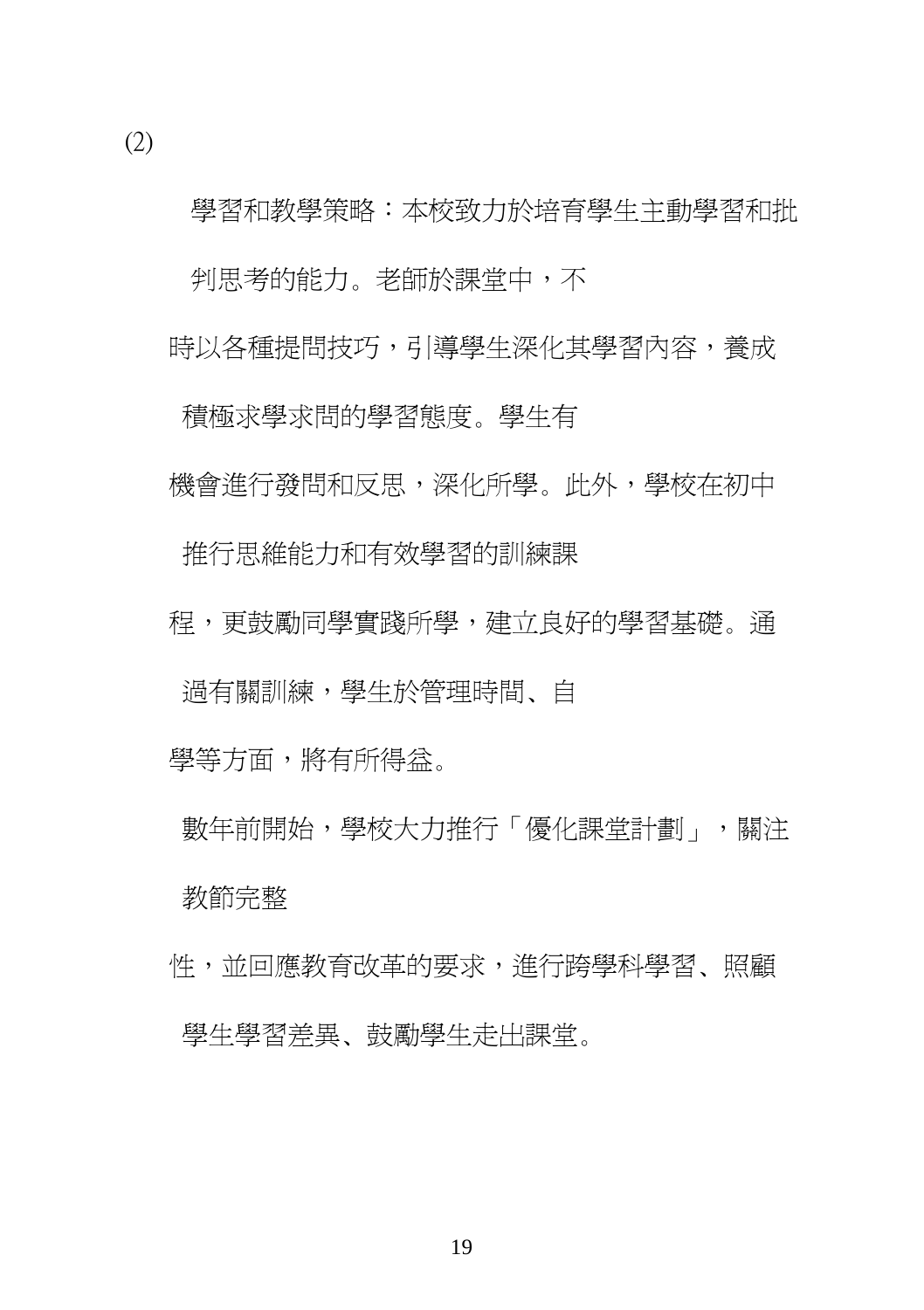(2)

學習和教學策略：本校致力於培育學生主動學習和批判思考的能力。老師於課堂中，不時以各種提問技巧，引導學生深化其學習內容，養成積極求學求問的學習態度。學生有機會進行發問和反思，深化所學。此外，學校在初中推行思維能力和有效學習的訓練課程，更鼓勵同學實踐所學，建立良好的學習基礎。通過有關訓練，學生於管理時間、自學等方面，將有所得益。

數年前開始，學校大力推行「優化課堂計劃」，關注教節完整性，並回應教育改革的要求，進行跨學科學習、照顧學生學習差異、鼓勵學生走出課堂。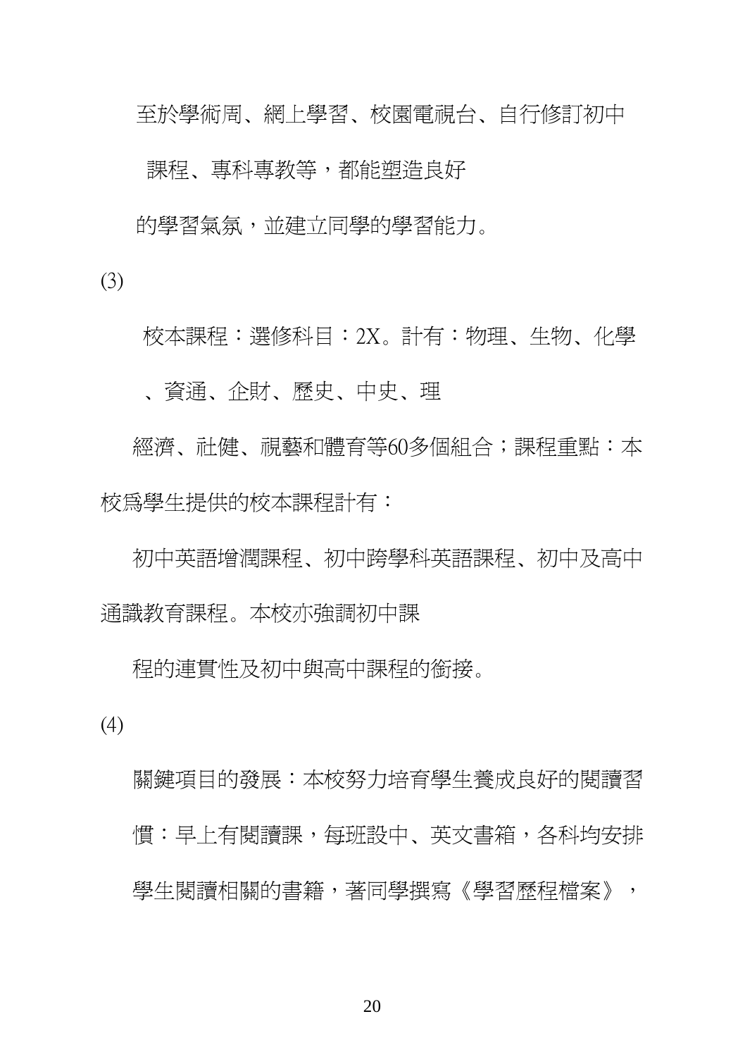至於學術周、網上學習、校園電視台、自行修訂初中課程、專科專教等，都能塑造良好的學習氣氛，並建立同學的學習能力。

(3)

校本課程：選修科目：2X。計有：物理、生物、化學、資通、企財、歷史、中史、理經濟、社健、視藝和體育等60多個組合；課程重點：本校爲學生提供的校本課程計有：

初中英語增潤課程、初中跨學科英語課程、初中及高中通識教育課程。本校亦強調初中課程的連貫性及初中與高中課程的銜接。

(4)

關鍵項目的發展：本校努力培育學生養成良好的閱讀習慣：早上有閱讀課，每班設中、英文書箱，各科均安排學生閱讀相關的書籍，著同學撰寫《學習歷程檔案》，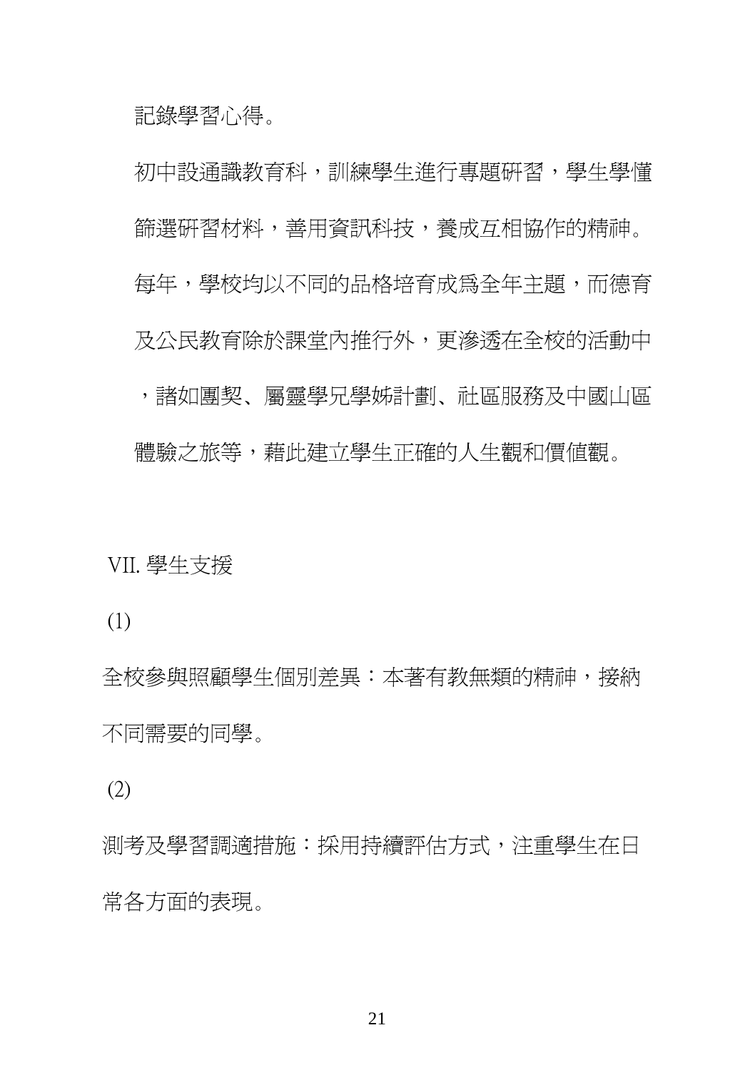記錄學習心得。

初中設通識教育科，訓練學生進行專題研習，學生學懂篩選研習材料，善用資訊科技，養成互相協作的精神。每年，學校均以不同的品格培育成爲全年主題，而德育及公民教育除於課堂內推行外，更滲透在全校的活動中，諸如團契、屬靈學兄學姊計劃、社區服務及中國山區體驗之旅等，藉此建立學生正確的人生觀和價值觀。

## VII. 學生支援

(1)

全校參與照顧學生個別差異：本著有教無類的精神，接納不同需要的同學。

(2)

測考及學習調適措施：採用持續評估方式，注重學生在日常各方面的表現。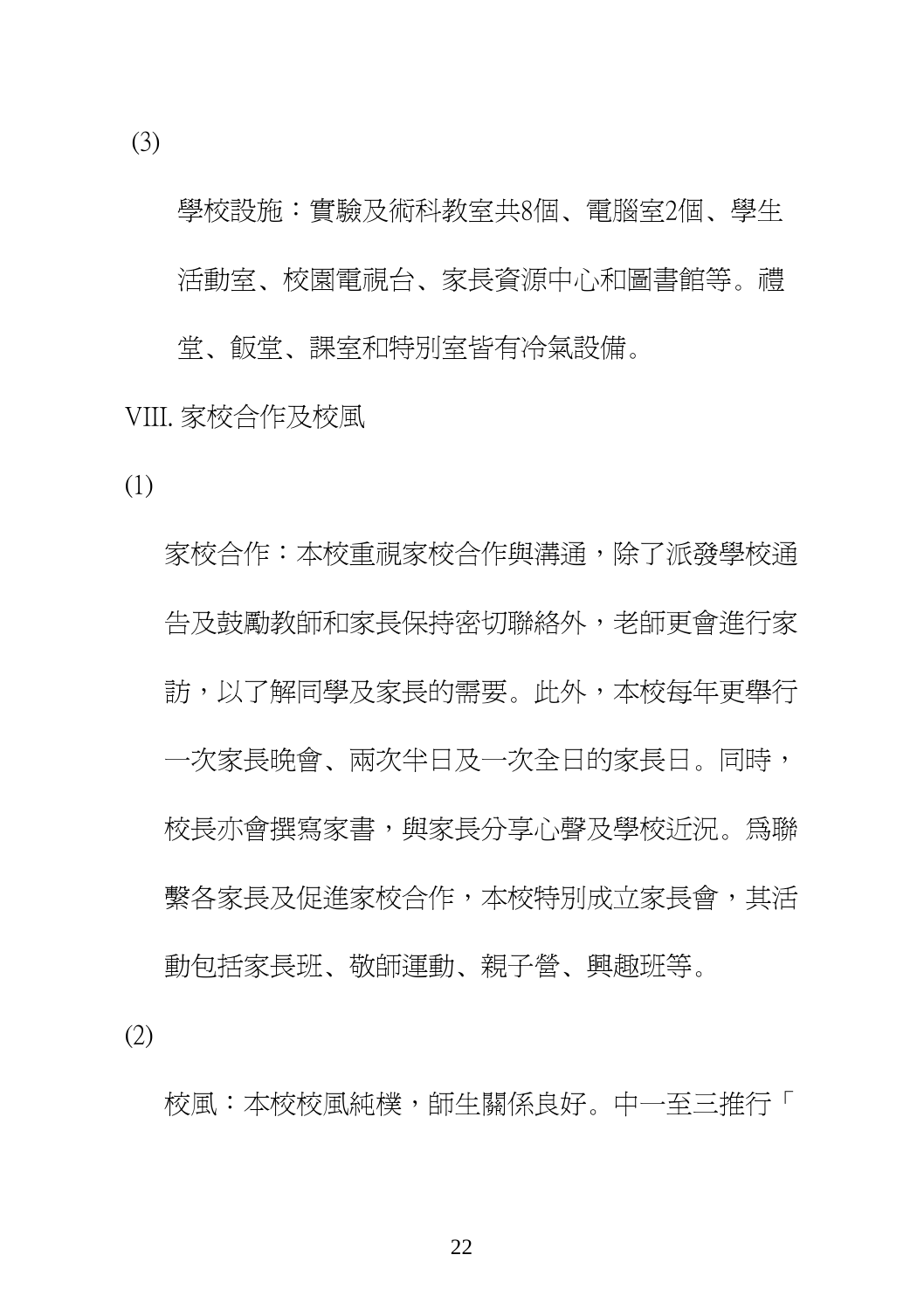(3)

學校設施：實驗及術科教室共8個、電腦室2個、學生活動室、校園電視台、家長資源中心和圖書館等。禮堂、飯堂、課室和特別室皆有冷氣設備。

VIII. 家校合作及校風

(1)

家校合作：本校重視家校合作與溝通，除了派發學校通告及鼓勵教師和家長保持密切聯絡外，老師更會進行家訪，以了解同學及家長的需要。此外，本校每年更舉行一次家長晚會、兩次半日及一次全日的家長日。同時，校長亦會撰寫家書，與家長分享心聲及學校近況。為聯繫各家長及促進家校合作，本校特別成立家長會，其活動包括家長班、敬師運動、親子營、興趣班等。

(2)

校風：本校校風純樸，師生關係良好。中一至三推行「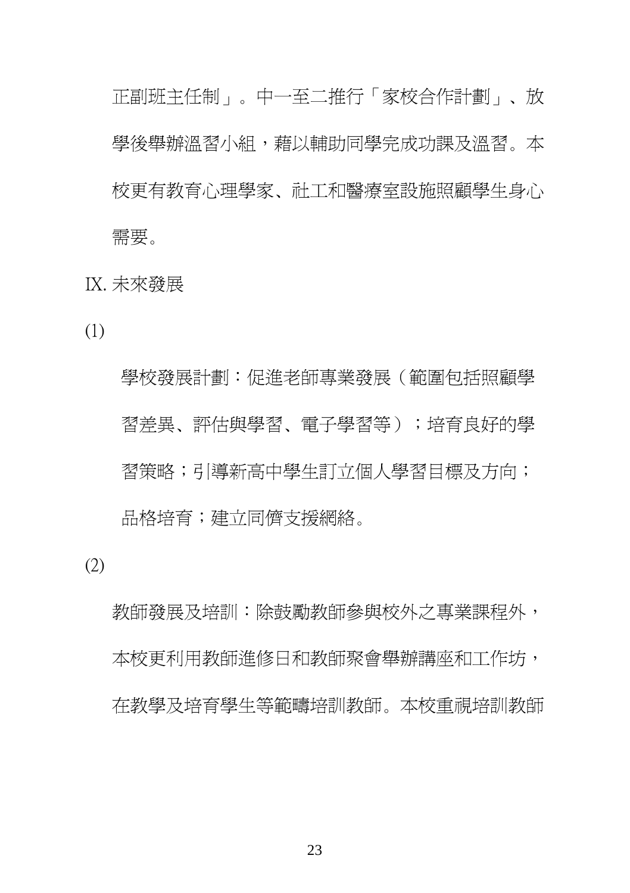正副班主任制」。中一至二推行「家校合作計劃」、放學後舉辦溫習小組，藉以輔助同學完成功課及溫習。本校更有教育心理學家、社工和醫療室設施照顧學生身心需要。

IX. 未來發展

(1)

學校發展計劃：促進老師專業發展（範圍包括照顧學習差異、評估與學習、電子學習等）；培育良好的學習策略；引導新高中學生訂立個人學習目標及方向；品格培育；建立同儕支援網絡。

(2)

教師發展及培訓：除鼓勵教師參與校外之專業課程外，本校更利用教師進修日和教師聚會舉辦講座和工作坊，在教學及培育學生等範疇培訓教師。本校重視培訓教師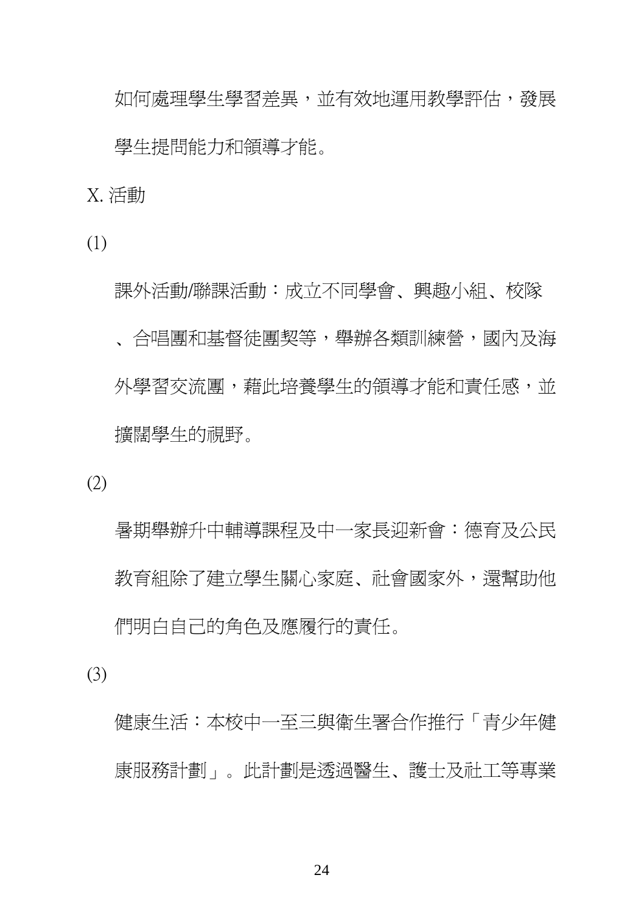如何處理學生學習差異，並有效地運用教學評估，發展學生提問能力和領導才能。

X. 活動

(1)

課外活動/聯課活動：成立不同學會、興趣小組、校隊、合唱團和基督徒團契等，舉辦各類訓練營，國內及海外學習交流團，藉此培養學生的領導才能和責任感，並擴闊學生的視野。

(2)

暑期舉辦升中輔導課程及中一家長迎新會：德育及公民教育組除了建立學生關心家庭、社會國家外，還幫助他們明白自己的角色及應履行的責任。

(3)

健康生活：本校中一至三與衛生署合作推行「青少年健康服務計劃」。此計劃是透過醫生、護士及社工等專業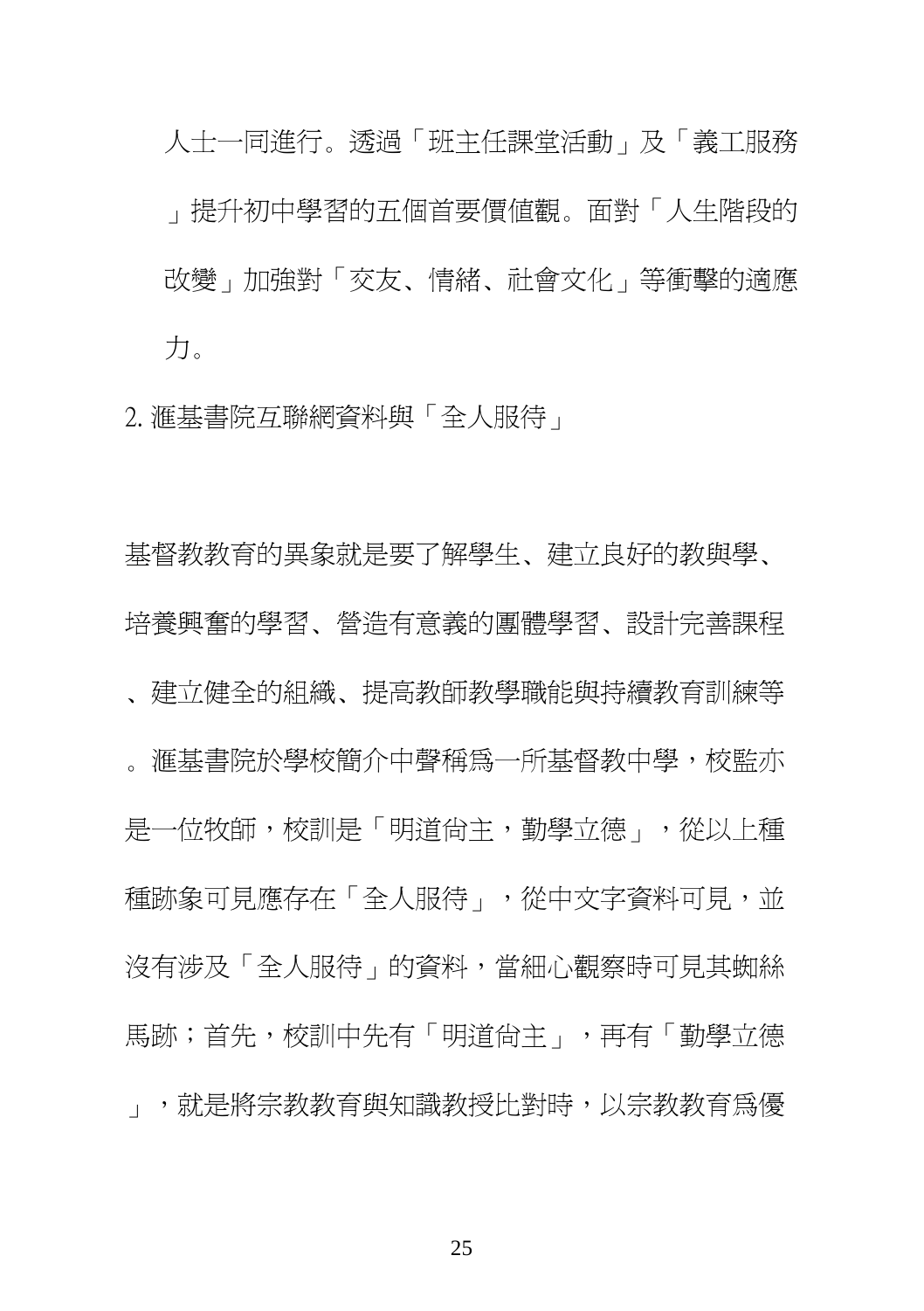人士一同進行。透過「班主任課堂活動」及「義工服務」提升初中學習的五個首要價值觀。面對「人生階段的改變」加強對「交友、情緒、社會文化」等衝擊的適應力。

2. 滙基書院互聯網資料與「全人服待」

基督教教育的異象就是要了解學生、建立良好的教與學、培養興奮的學習、營造有意義的團體學習、設計完善課程、建立健全的組織、提高教師教學職能與持續教育訓練等。滙基書院於學校簡介中聲稱爲一所基督教中學，校監亦是一位牧師，校訓是「明道尙主，勤學立德」，從以上種種跡象可見應存在「全人服待」，從中文字資料可見，並沒有涉及「全人服待」的資料，當細心觀察時可見其蜘絲馬跡；首先，校訓中先有「明道尙主」，再有「勤學立德」，就是將宗教教育與知識教授比對時，以宗教教育爲優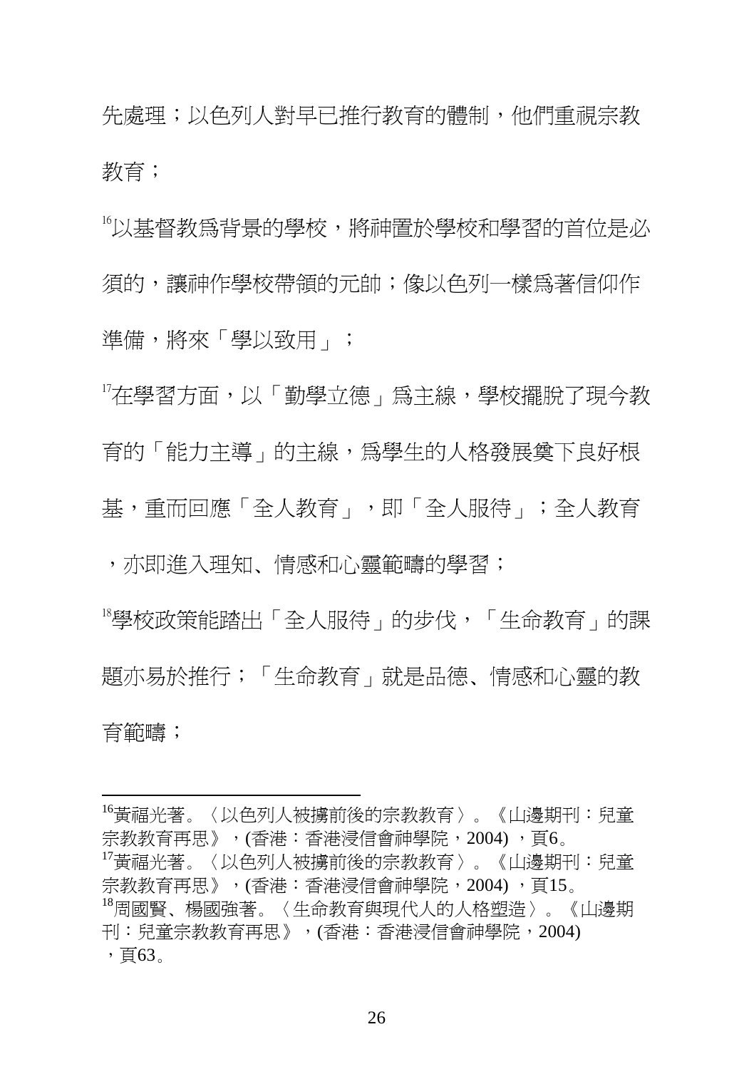先處理；以色列人對早已推行教育的體制，他們重視宗教教育；

[16]以基督教爲背景的學校，將神置於學校和學習的首位是必須的，讓神作學校帶領的元帥；像以色列一樣爲著信仰作準備，將來「學以致用」；

[17]在學習方面，以「勤學立德」爲主線，學校擺脫了現今教育的「能力主導」的主線，爲學生的人格發展奠下良好根基，重而回應「全人教育」，即「全人服待」；全人教育，亦即進入理知、情感和心靈範疇的學習；

[18]學校政策能踏出「全人服待」的步伐，「生命教育」的課題亦易於推行；「生命教育」就是品德、情感和心靈的教育範疇；

---

[16]黃福光著。〈以色列人被擄前後的宗教教育〉。《山邊期刊：兒童宗教教育再思》，(香港：香港浸信會神學院，2004) ，頁6。

[17]黃福光著。〈以色列人被擄前後的宗教教育〉。《山邊期刊：兒童宗教教育再思》，(香港：香港浸信會神學院，2004) ，頁15。

[18]周國賢、楊國強著。〈生命教育與現代人的人格塑造〉。《山邊期刊：兒童宗教教育再思》，(香港：香港浸信會神學院，2004) ，頁63。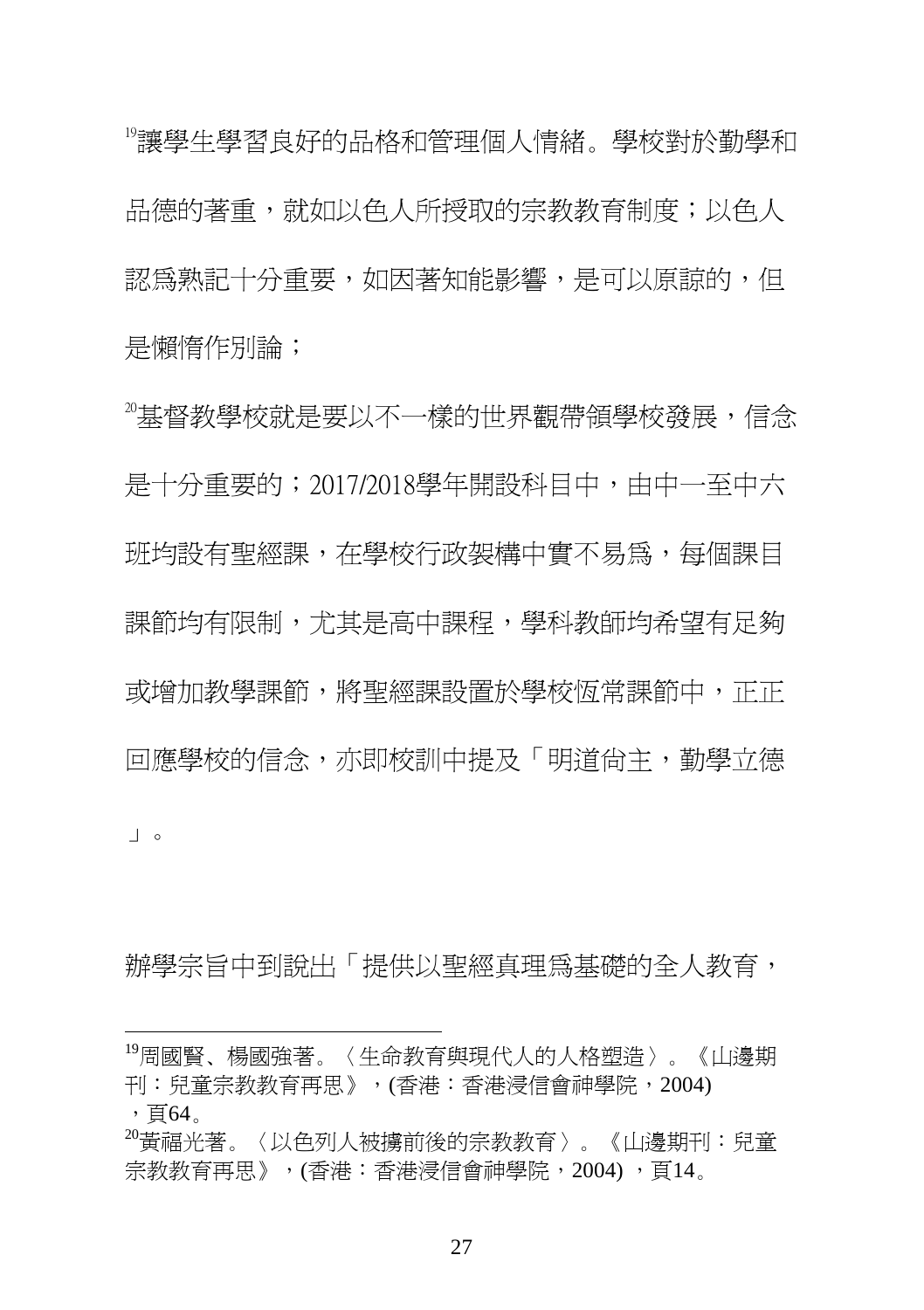[19]讓學生學習良好的品格和管理個人情緒。學校對於勤學和品德的著重，就如以色人所授取的宗教教育制度；以色人認爲熟記十分重要，如因著知能影響，是可以原諒的，但是懶惰作別論；

[20]基督教學校就是要以不一樣的世界觀帶領學校發展，信念是十分重要的；2017/2018學年開設科目中，由中一至中六班均設有聖經課，在學校行政架構中實不易爲，每個課目課節均有限制，尤其是高中課程，學科教師均希望有足夠或增加教學課節，將聖經課設置於學校恆常課節中，正正回應學校的信念，亦即校訓中提及「明道尙主，勤學立德」。

辦學宗旨中到說出「提供以聖經真理爲基礎的全人教育，

---

[19]周國賢、楊國強著。〈生命教育與現代人的人格塑造〉。《山邊期刊：兒童宗教教育再思》，(香港：香港浸信會神學院，2004)，頁64。

[20]黃福光著。〈以色列人被擄前後的宗教教育〉。《山邊期刊：兒童宗教教育再思》，(香港：香港浸信會神學院，2004) ，頁14。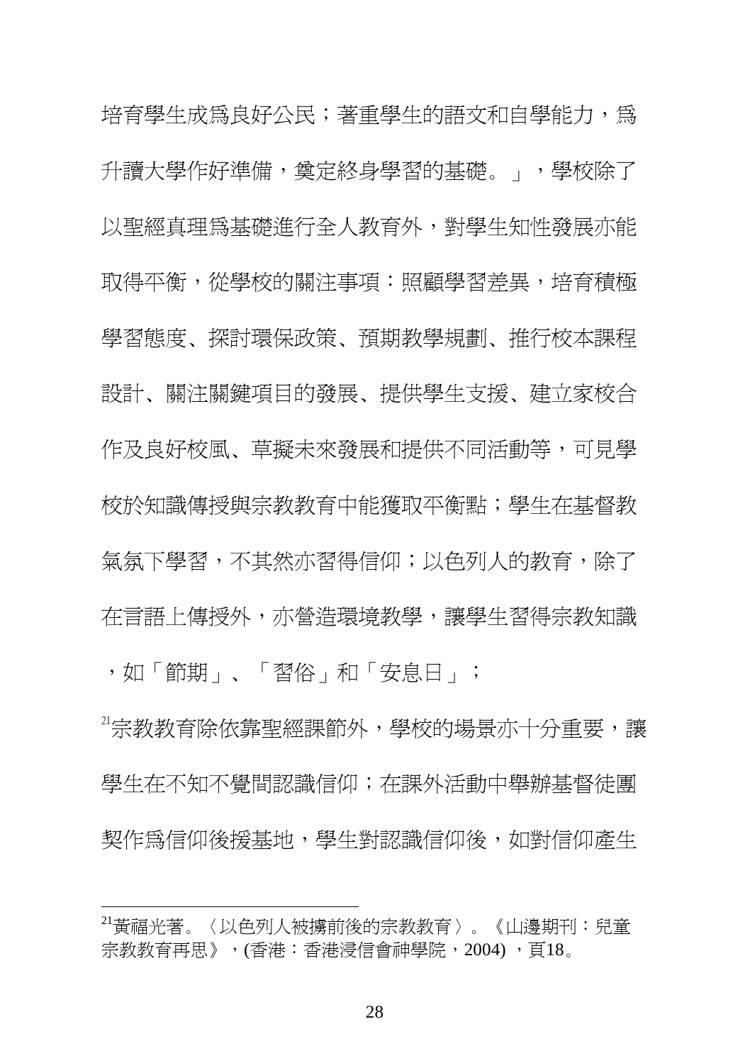培育學生成爲良好公民；著重學生的語文和自學能力，爲升讀大學作好準備，奠定終身學習的基礎。」，學校除了以聖經真理爲基礎進行全人教育外，對學生知性發展亦能取得平衡，從學校的關注事項：照顧學習差異，培育積極學習態度、探討環保政策、預期教學規劃、推行校本課程設計、關注關鍵項目的發展、提供學生支援、建立家校合作及良好校風、草擬未來發展和提供不同活動等，可見學校於知識傳授與宗教教育中能獲取平衡點；學生在基督教氣氛下學習，不其然亦習得信仰；以色列人的教育，除了在言語上傳授外，亦營造環境教學，讓學生習得宗教知識，如「節期」、「習俗」和「安息日」；

[21]宗教教育除依靠聖經課節外，學校的場景亦十分重要，讓學生在不知不覺間認識信仰；在課外活動中舉辦基督徒團契作爲信仰後援基地，學生對認識信仰後，如對信仰產生

---

[21]黃福光著。〈以色列人被擄前後的宗教教育〉。《山邊期刊：兒童宗教教育再思》，(香港：香港浸信會神學院，2004) ，頁18。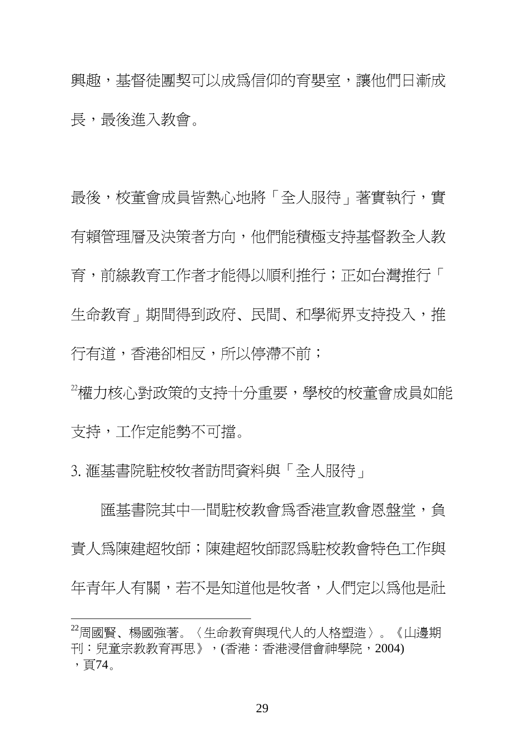興趣，基督徒團契可以成為信仰的育嬰室，讓他們日漸成長，最後進入教會。

最後，校董會成員皆熱心地將「全人服待」著實執行，實有賴管理層及決策者方向，他們能積極支持基督教全人教育，前線教育工作者才能得以順利推行；正如台灣推行「生命教育」期間得到政府、民間、和學術界支持投入，推行有道，香港卻相反，所以停滯不前；[22]權力核心對政策的支持十分重要，學校的校董會成員如能支持，工作定能勢不可擋。

3. 滙基書院駐校牧者訪問資料與「全人服待」

匯基書院其中一間駐校教會為香港宣教會恩盤堂，負責人為陳建超牧師；陳建超牧師認為駐校教會特色工作與年青年人有關，若不是知道他是牧者，人們定以為他是社

---

[22] 周國賢、楊國強著。〈生命教育與現代人的人格塑造〉。《山邊期刊：兒童宗教教育再思》，(香港：香港浸信會神學院，2004)，頁74。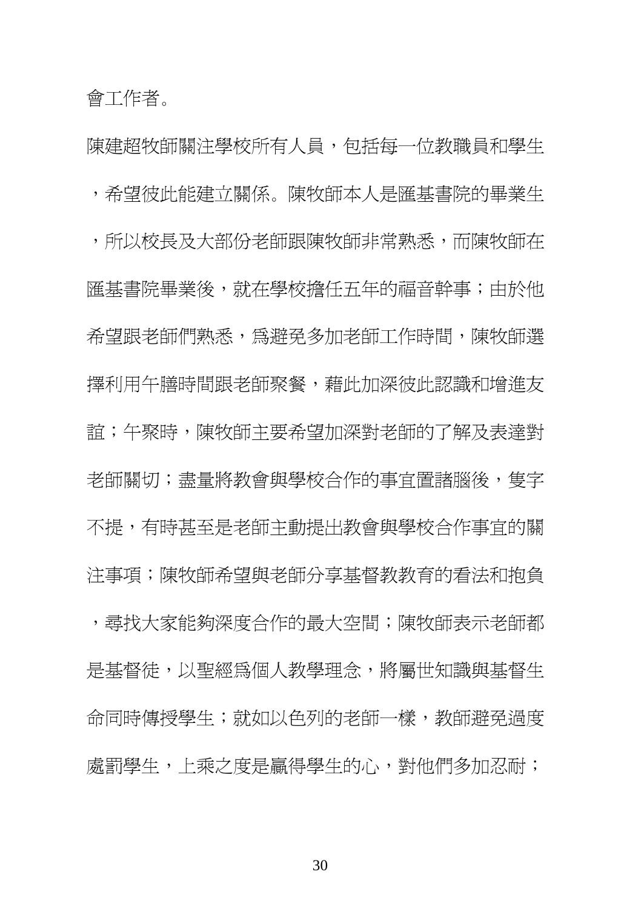會工作者。

陳建超牧師關注學校所有人員，包括每一位教職員和學生，希望彼此能建立關係。陳牧師本人是滙基書院的畢業生，所以校長及大部份老師跟陳牧師非常熟悉，而陳牧師在滙基書院畢業後，就在學校擔任五年的福音幹事；由於他希望跟老師們熟悉，爲避免多加老師工作時間，陳牧師選擇利用午膳時間跟老師聚餐，藉此加深彼此認識和增進友誼；午聚時，陳牧師主要希望加深對老師的了解及表達對老師關切；盡量將教會與學校合作的事宜置諸腦後，隻字不提，有時甚至是老師主動提出教會與學校合作事宜的關注事項；陳牧師希望與老師分享基督教教育的看法和抱負，尋找大家能夠深度合作的最大空間；陳牧師表示老師都是基督徒，以聖經爲個人教學理念，將屬世知識與基督生命同時傳授學生；就如以色列的老師一樣，教師避免過度處罰學生，上乘之度是贏得學生的心，對他們多加忍耐；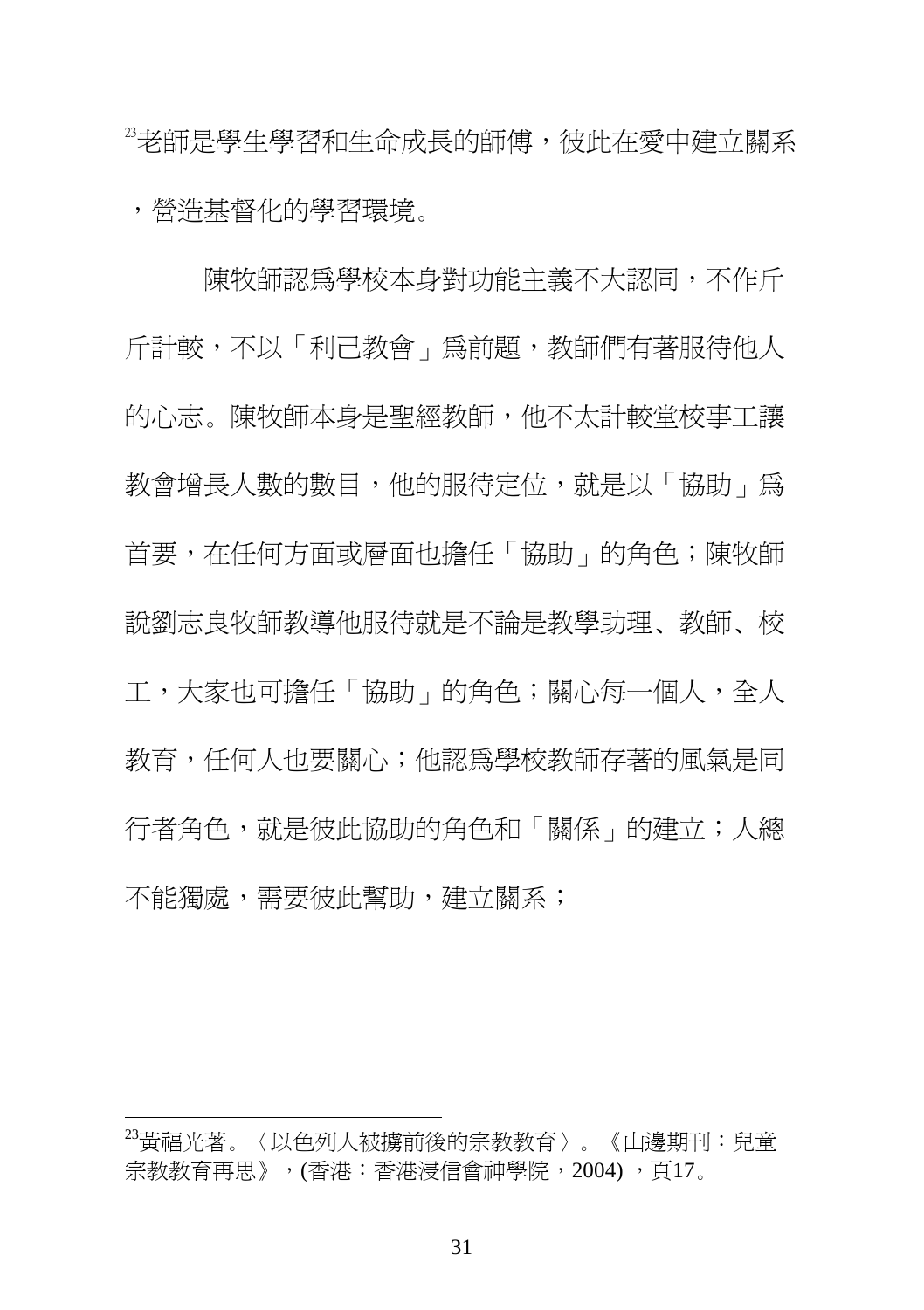[23]老師是學生學習和生命成長的師傅，彼此在愛中建立關系，營造基督化的學習環境。

陳牧師認為學校本身對功能主義不大認同，不作斤斤計較，不以「利己教會」為前題，教師們有著服待他人的心志。陳牧師本身是聖經教師，他不太計較堂校事工讓教會增長人數的數目，他的服待定位，就是以「協助」為首要，在任何方面或層面也擔任「協助」的角色；陳牧師說劉志良牧師教導他服待就是不論是教學助理、教師、校工，大家也可擔任「協助」的角色；關心每一個人，全人教育，任何人也要關心；他認為學校教師存著的風氣是同行者角色，就是彼此協助的角色和「關係」的建立；人總不能獨處，需要彼此幫助，建立關系；

---

[23]黃福光著。〈以色列人被擄前後的宗教教育〉。《山邊期刊：兒童宗教教育再思》，(香港：香港浸信會神學院，2004)，頁17。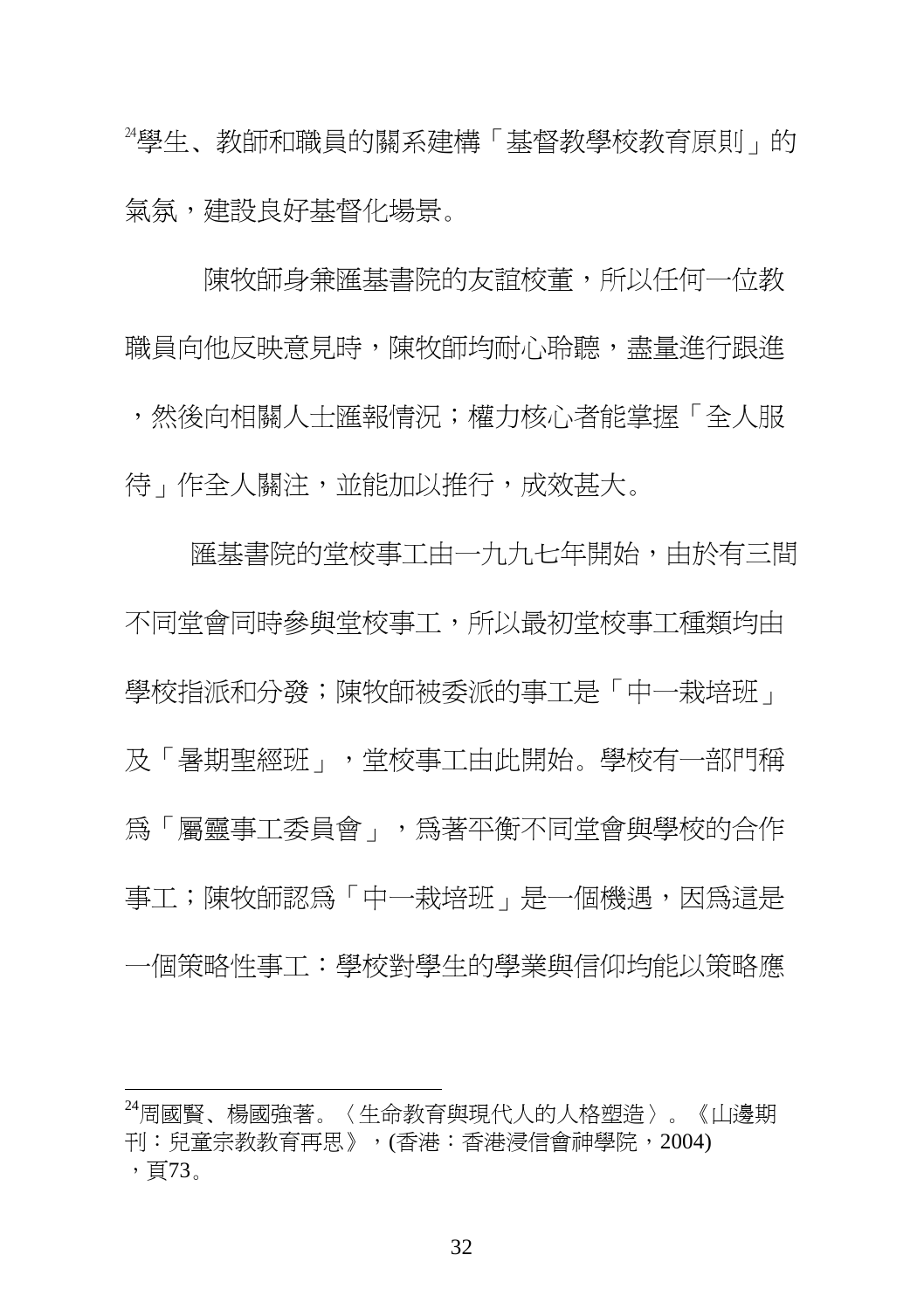[24]學生、教師和職員的關系建構「基督教學校教育原則」的氣氛，建設良好基督化場景。

陳牧師身兼滙基書院的友誼校董，所以任何一位教職員向他反映意見時，陳牧師均耐心聆聽，盡量進行跟進，然後向相關人士滙報情況；權力核心者能掌握「全人服待」作全人關注，並能加以推行，成效甚大。

滙基書院的堂校事工由一九九七年開始，由於有三間不同堂會同時參與堂校事工，所以最初堂校事工種類均由學校指派和分發；陳牧師被委派的事工是「中一栽培班」及「暑期聖經班」，堂校事工由此開始。學校有一部門稱爲「屬靈事工委員會」，爲著平衡不同堂會與學校的合作事工；陳牧師認爲「中一栽培班」是一個機遇，因爲這是一個策略性事工：學校對學生的學業與信仰均能以策略應

---

[24]周國賢、楊國強著。〈生命教育與現代人的人格塑造〉。《山邊期刊：兒童宗教教育再思》，(香港：香港浸信會神學院，2004)，頁73。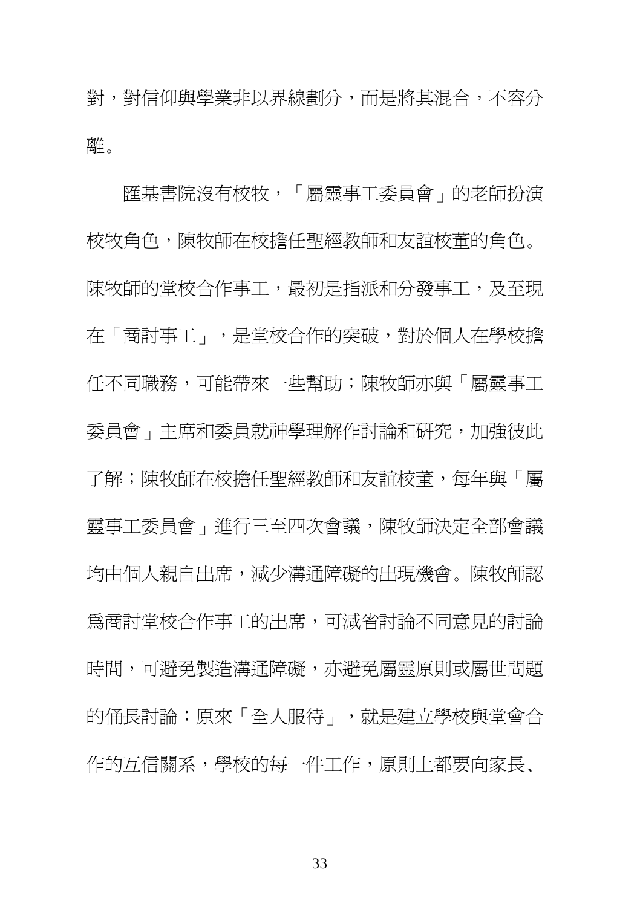對，對信仰與學業非以界線劃分，而是將其混合，不容分離。

匯基書院沒有校牧，「屬靈事工委員會」的老師扮演校牧角色，陳牧師在校擔任聖經教師和友誼校董的角色。陳牧師的堂校合作事工，最初是指派和分發事工，及至現在「商討事工」，是堂校合作的突破，對於個人在學校擔任不同職務，可能帶來一些幫助；陳牧師亦與「屬靈事工委員會」主席和委員就神學理解作討論和研究，加強彼此了解；陳牧師在校擔任聖經教師和友誼校董，每年與「屬靈事工委員會」進行三至四次會議，陳牧師決定全部會議均由個人親自出席，減少溝通障礙的出現機會。陳牧師認爲商討堂校合作事工的出席，可減省討論不同意見的討論時間，可避免製造溝通障礙，亦避免屬靈原則或屬世問題的俑長討論；原來「全人服侍」，就是建立學校與堂會合作的互信關系，學校的每一件工作，原則上都要向家長、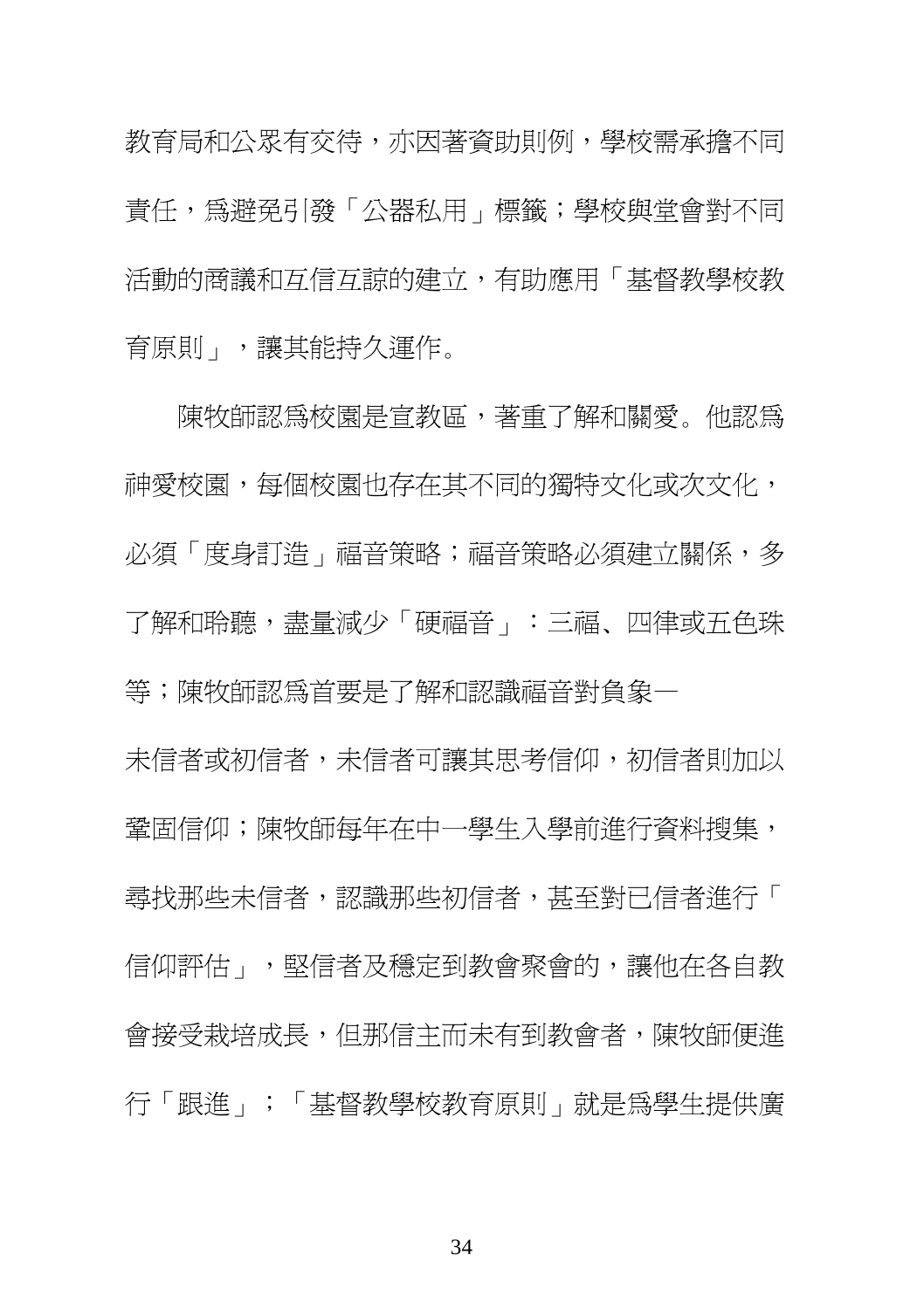教育局和公眾有交待，亦因著資助則例，學校需承擔不同責任，爲避免引發「公器私用」標籤；學校與堂會對不同活動的商議和互信互諒的建立，有助應用「基督教學校教育原則」，讓其能持久運作。

陳牧師認爲校園是宣教區，著重了解和關愛。他認爲神愛校園，每個校園也存在其不同的獨特文化或次文化，必須「度身訂造」福音策略；福音策略必須建立關係，多了解和聆聽，盡量減少「硬福音」：三福、四律或五色珠等；陳牧師認爲首要是了解和認識福音對負象—未信者或初信者，未信者可讓其思考信仰，初信者則加以鞏固信仰；陳牧師每年在中一學生入學前進行資料搜集，尋找那些未信者，認識那些初信者，甚至對已信者進行「信仰評估」，堅信者及穩定到教會聚會的，讓他在各自教會接受栽培成長，但那信主而未有到教會者，陳牧師便進行「跟進」；「基督教學校教育原則」就是爲學生提供廣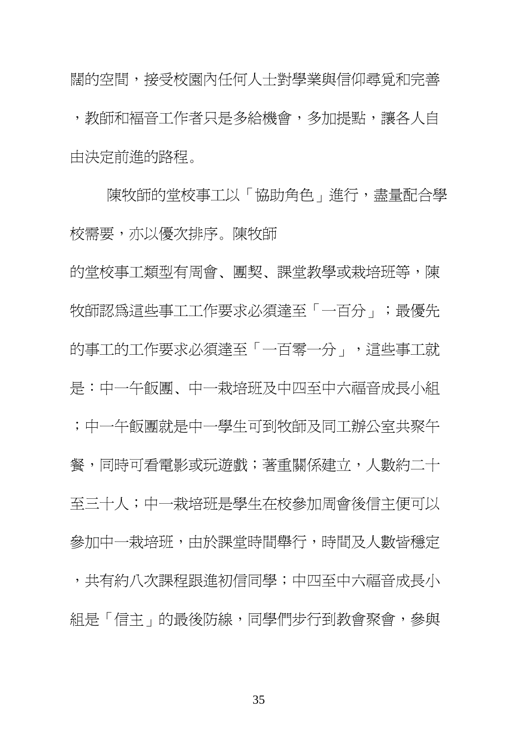闊的空間，接受校園內任何人士對學業與信仰尋覓和完善，教師和福音工作者只是多給機會，多加提點，讓各人自由決定前進的路程。

陳牧師的堂校事工以「協助角色」進行，盡量配合學校需要，亦以優次排序。陳牧師

的堂校事工類型有周會、團契、課堂教學或栽培班等，陳牧師認爲這些事工工作要求必須達至「一百分」；最優先的事工的工作要求必須達至「一百零一分」，這些事工就是：中一午飯團、中一栽培班及中四至中六福音成長小組；中一午飯團就是中一學生可到牧師及同工辦公室共聚午餐，同時可看電影或玩遊戲；著重關係建立，人數約二十至三十人；中一栽培班是學生在校參加周會後信主便可以參加中一栽培班，由於課堂時間舉行，時間及人數皆穩定，共有約八次課程跟進初信同學；中四至中六福音成長小組是「信主」的最後防線，同學們步行到教會聚會，參與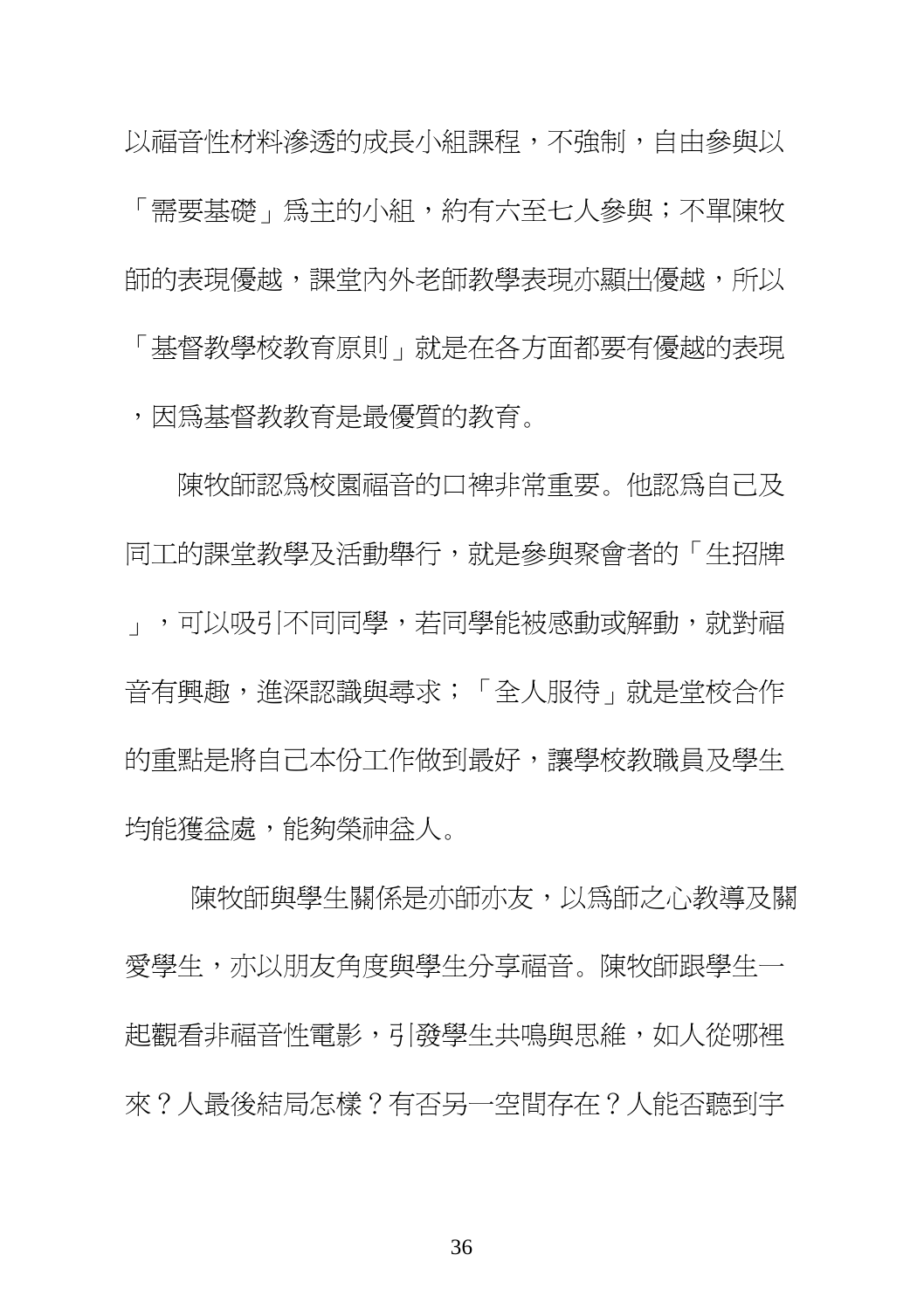以福音性材料滲透的成長小組課程，不強制，自由參與以「需要基礎」爲主的小組，約有六至七人參與；不單陳牧師的表現優越，課堂內外老師教學表現亦顯出優越，所以「基督教學校教育原則」就是在各方面都要有優越的表現，因爲基督教教育是最優質的教育。

陳牧師認爲校園福音的口碑非常重要。他認爲自己及同工的課堂教學及活動舉行，就是參與聚會者的「生招牌」，可以吸引不同同學，若同學能被感動或解動，就對福音有興趣，進深認識與尋求；「全人服待」就是堂校合作的重點是將自己本份工作做到最好，讓學校教職員及學生均能獲益處，能夠榮神益人。

陳牧師與學生關係是亦師亦友，以爲師之心教導及關愛學生，亦以朋友角度與學生分享福音。陳牧師跟學生一起觀看非福音性電影，引發學生共鳴與思維，如人從哪裡來？人最後結局怎樣？有否另一空間存在？人能否聽到宇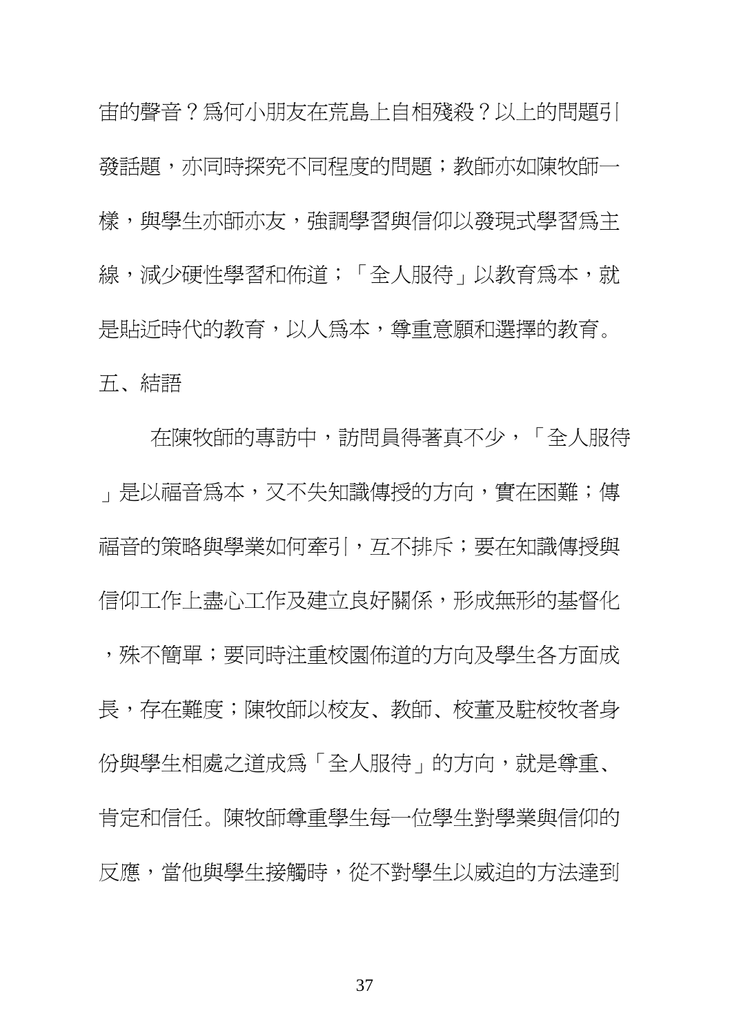宙的聲音？爲何小朋友在荒島上自相殘殺？以上的問題引發話題，亦同時探究不同程度的問題；教師亦如陳牧師一樣，與學生亦師亦友，強調學習與信仰以發現式學習爲主線，減少硬性學習和佈道；「全人服侍」以教育爲本，就是貼近時代的教育，以人爲本，尊重意願和選擇的教育。

## 五、結語

在陳牧師的專訪中，訪問員得著真不少，「全人服侍」是以福音爲本，又不失知識傳授的方向，實在困難；傳福音的策略與學業如何牽引，互不排斥；要在知識傳授與信仰工作上盡心工作及建立良好關係，形成無形的基督化，殊不簡單；要同時注重校園佈道的方向及學生各方面成長，存在難度；陳牧師以校友、教師、校董及駐校牧者身份與學生相處之道成爲「全人服侍」的方向，就是尊重、肯定和信任。陳牧師尊重學生每一位學生對學業與信仰的反應，當他與學生接觸時，從不對學生以威迫的方法達到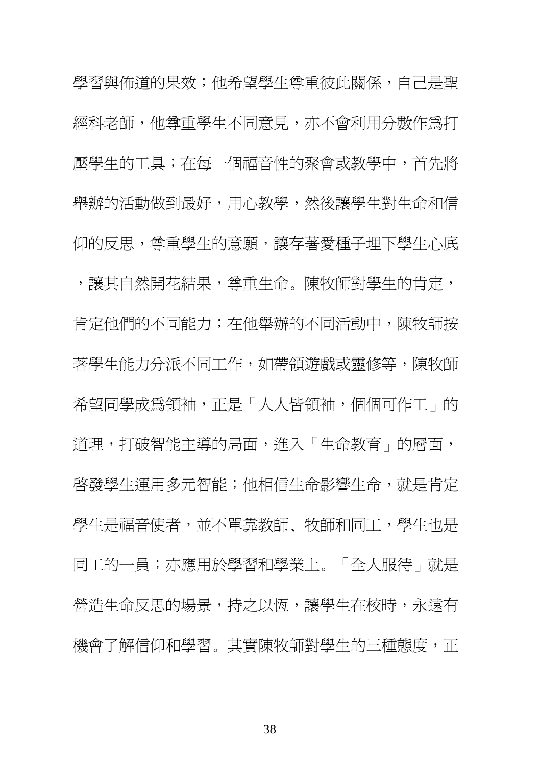學習與佈道的果效；他希望學生尊重彼此關係，自己是聖經科老師，他尊重學生不同意見，亦不會利用分數作爲打壓學生的工具；在每一個福音性的聚會或教學中，首先將舉辦的活動做到最好，用心教學，然後讓學生對生命和信仰的反思，尊重學生的意願，讓存著愛種子埋下學生心底，讓其自然開花結果，尊重生命。陳牧師對學生的肯定，肯定他們的不同能力；在他舉辦的不同活動中，陳牧師按著學生能力分派不同工作，如帶領遊戲或靈修等，陳牧師希望同學成爲領袖，正是「人人皆領袖，個個可作工」的道理，打破智能主導的局面，進入「生命教育」的層面，啓發學生運用多元智能；他相信生命影響生命，就是肯定學生是福音使者，並不單靠教師、牧師和同工，學生也是同工的一員；亦應用於學習和學業上。「全人服待」就是營造生命反思的場景，持之以恆，讓學生在校時，永遠有機會了解信仰和學習。其實陳牧師對學生的三種態度，正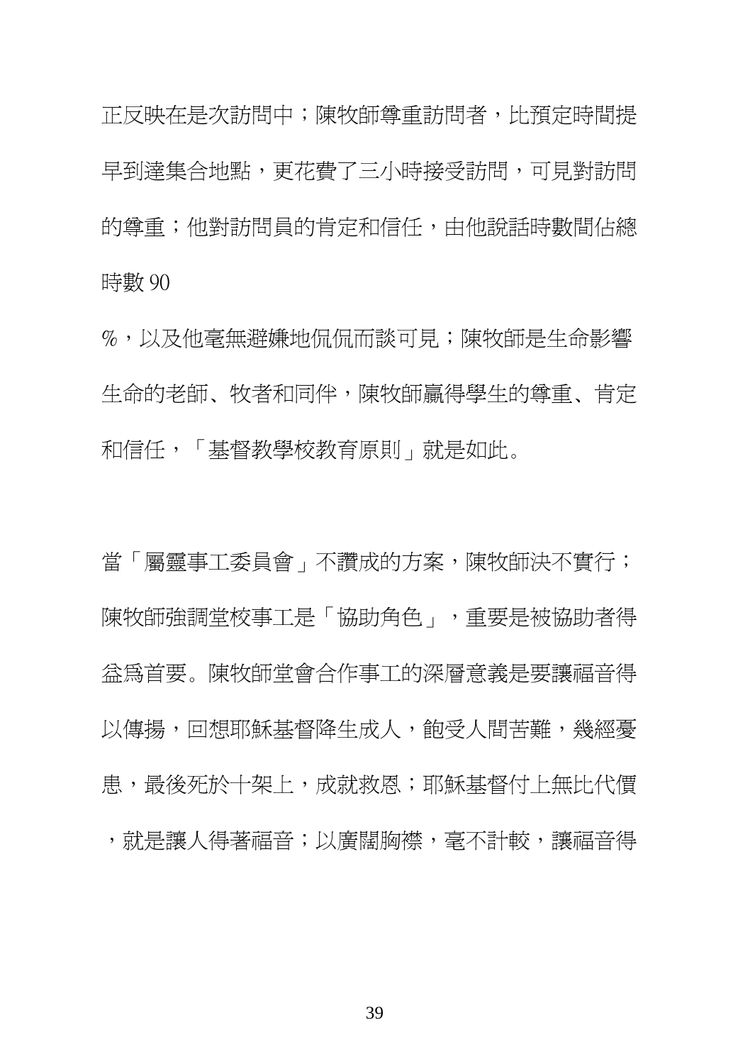正反映在是次訪問中；陳牧師尊重訪問者，比預定時間提早到達集合地點，更花費了三小時接受訪問，可見對訪問的尊重；他對訪問員的肯定和信任，由他說話時數間佔總時數 90 %，以及他毫無避嫌地侃侃而談可見；陳牧師是生命影響生命的老師、牧者和同伴，陳牧師贏得學生的尊重、肯定和信任，「基督教學校教育原則」就是如此。

當「屬靈事工委員會」不讚成的方案，陳牧師決不實行；陳牧師強調堂校事工是「協助角色」，重要是被協助者得益為首要。陳牧師堂會合作事工的深層意義是要讓福音得以傳揚，回想耶穌基督降生成人，飽受人間苦難，幾經憂患，最後死於十架上，成就救恩；耶穌基督付上無比代價，就是讓人得著福音；以廣闊胸襟，毫不計較，讓福音得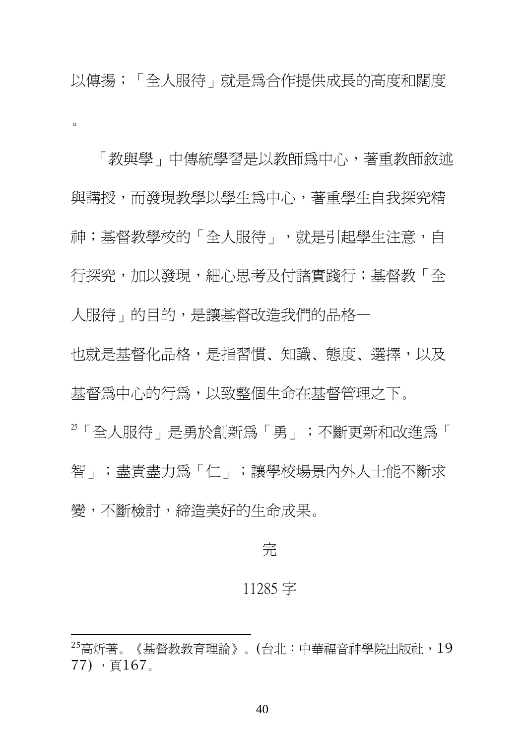以傳揚；「全人服待」就是為合作提供成長的高度和闊度。

「教與學」中傳統學習是以教師為中心，著重教師敘述與講授，而發現教學以學生為中心，著重學生自我探究精神；基督教學校的「全人服待」，就是引起學生注意，自行探究，加以發現，細心思考及付諸實踐行；基督教「全人服待」的目的，是讓基督改造我們的品格—也就是基督化品格，是指習慣、知識、態度、選擇，以及基督為中心的行為，以致整個生命在基督管理之下。[25]「全人服待」是勇於創新為「勇」；不斷更新和改進為「智」；盡責盡力為「仁」；讓學校場景內外人士能不斷求變，不斷檢討，締造美好的生命成果。

完

11285 字

---

[25]高炘著。《基督教教育理論》。(台北：中華福音神學院出版社，1977），頁167。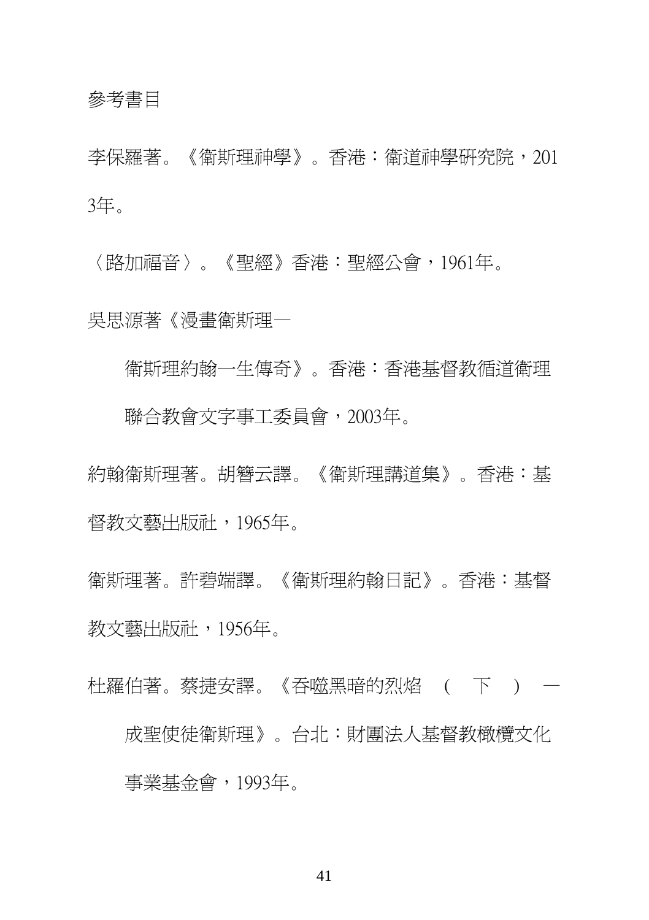## 參考書目

李保羅著。《衛斯理神學》。香港：衛道神學研究院，2013年。

〈路加福音〉。《聖經》香港：聖經公會，1961年。

吳思源著《漫畫衛斯理—衛斯理約翰一生傳奇》。香港：香港基督教循道衛理聯合教會文字事工委員會，2003年。

約翰衛斯理著。胡簪云譯。《衛斯理講道集》。香港：基督教文藝出版社，1965年。

衛斯理著。許碧端譯。《衛斯理約翰日記》。香港：基督教文藝出版社，1956年。

杜羅伯著。蔡捷安譯。《吞噬黑暗的烈焰（下）—成聖使徒衛斯理》。台北：財團法人基督教橄欖文化事業基金會，1993年。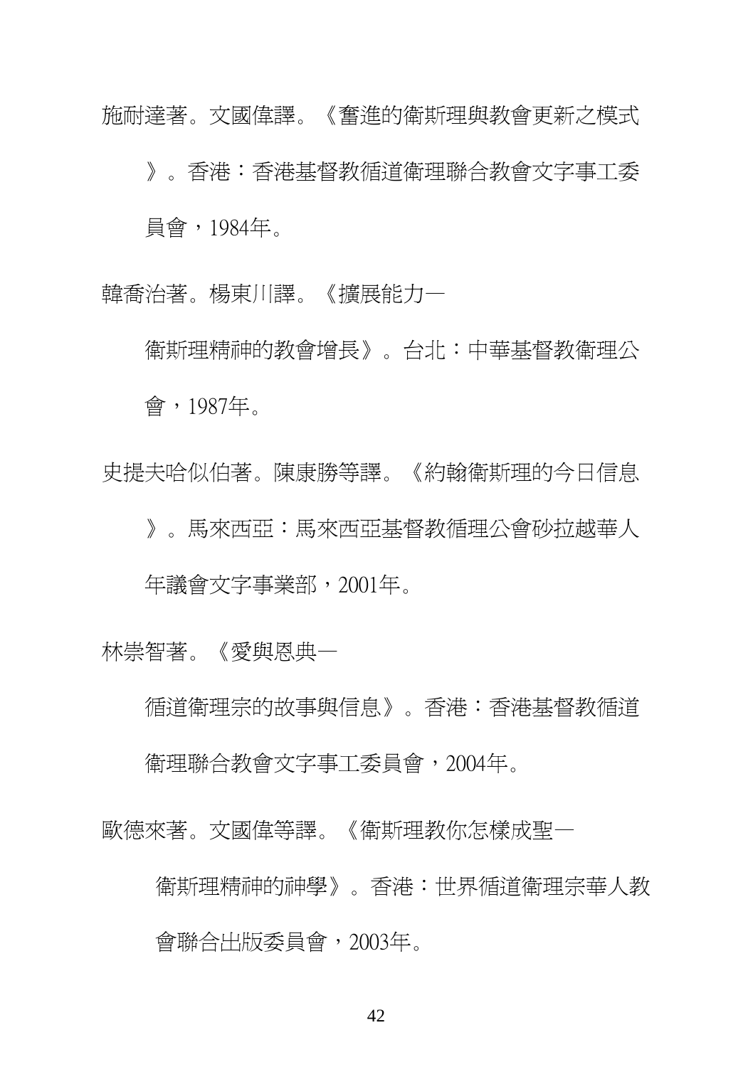施耐達著。文國偉譯。《奮進的衛斯理與教會更新之模式》。香港：香港基督教循道衛理聯合教會文字事工委員會，1984年。

韓喬治著。楊東川譯。《擴展能力—衛斯理精神的教會增長》。台北：中華基督教衛理公會，1987年。

史提夫哈似伯著。陳康勝等譯。《約翰衛斯理的今日信息》。馬來西亞：馬來西亞基督教循理公會砂拉越華人年議會文字事業部，2001年。

林崇智著。《愛與恩典—循道衛理宗的故事與信息》。香港：香港基督教循道衛理聯合教會文字事工委員會，2004年。

歐德來著。文國偉等譯。《衛斯理教你怎樣成聖—衛斯理精神的神學》。香港：世界循道衛理宗華人教會聯合出版委員會，2003年。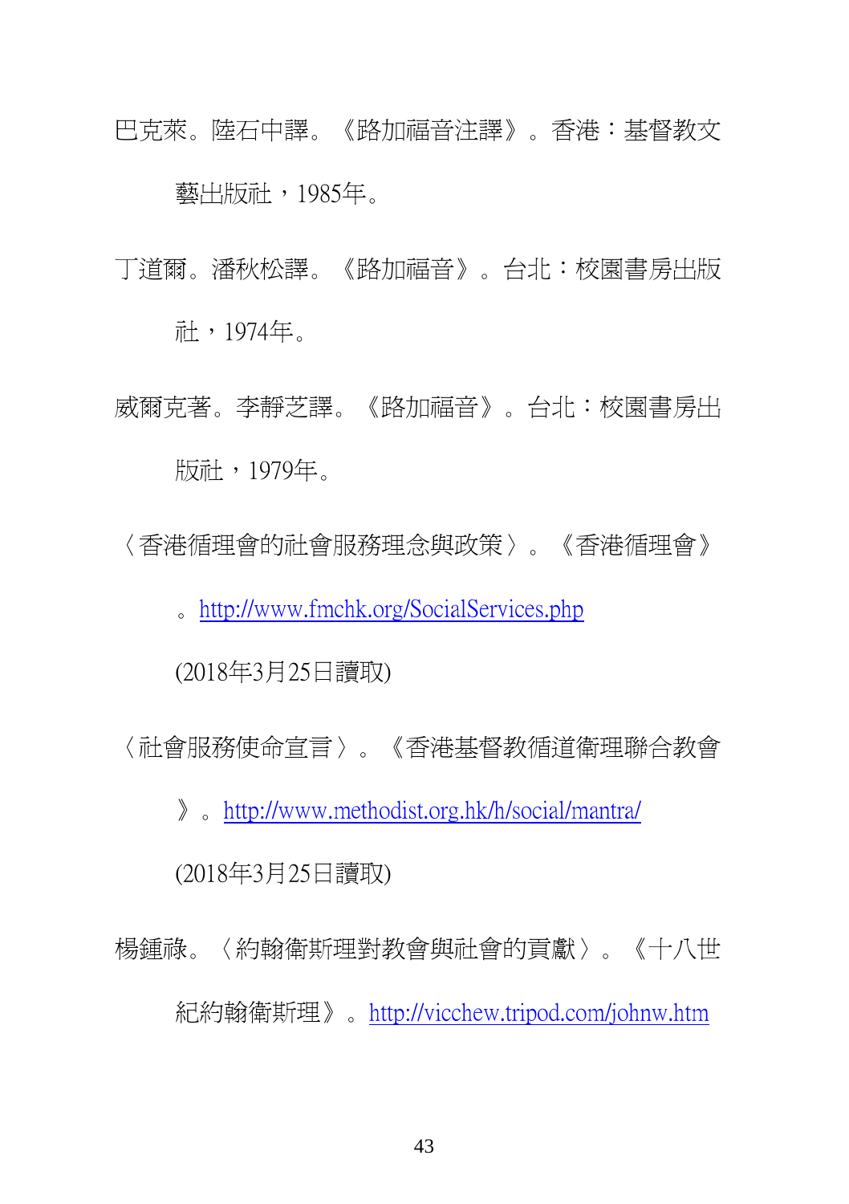巴克萊。陸石中譯。《路加福音注譯》。香港：基督教文藝出版社，1985年。

丁道爾。潘秋松譯。《路加福音》。台北：校園書房出版社，1974年。

威爾克著。李靜芝譯。《路加福音》。台北：校園書房出版社，1979年。

〈香港循理會的社會服務理念與政策〉。《香港循理會》。http://www.fmchk.org/SocialServices.php (2018年3月25日讀取)

〈社會服務使命宣言〉。《香港基督教循道衛理聯合教會》。http://www.methodist.org.hk/h/social/mantra/ (2018年3月25日讀取)

楊鍾祿。〈約翰衛斯理對教會與社會的貢獻〉。《十八世紀約翰衛斯理》。http://vicchew.tripod.com/johnw.htm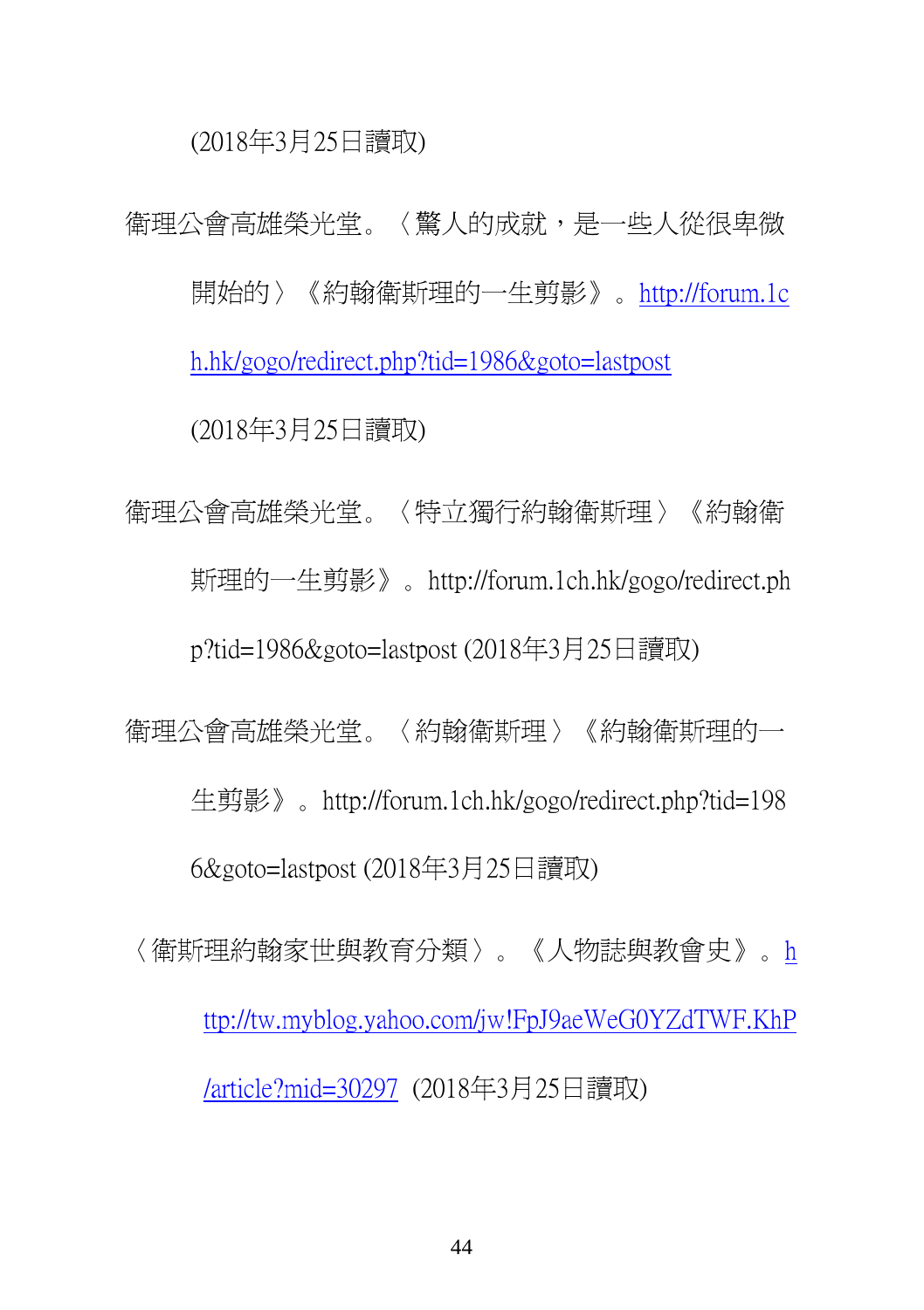(2018年3月25日讀取)

衛理公會高雄榮光堂。〈驚人的成就，是一些人從很卑微開始的〉《約翰衛斯理的一生剪影》。http://forum.1ch.hk/gogo/redirect.php?tid=1986&goto=lastpost (2018年3月25日讀取)

衛理公會高雄榮光堂。〈特立獨行約翰衛斯理〉《約翰衛斯理的一生剪影》。http://forum.1ch.hk/gogo/redirect.php?tid=1986&goto=lastpost (2018年3月25日讀取)

衛理公會高雄榮光堂。〈約翰衛斯理〉《約翰衛斯理的一生剪影》。http://forum.1ch.hk/gogo/redirect.php?tid=1986&goto=lastpost (2018年3月25日讀取)

〈衛斯理約翰家世與教育分類〉。《人物誌與教會史》。http://tw.myblog.yahoo.com/jw!FpJ9aeWeG0YZdTWF.KhP/article?mid=30297 (2018年3月25日讀取)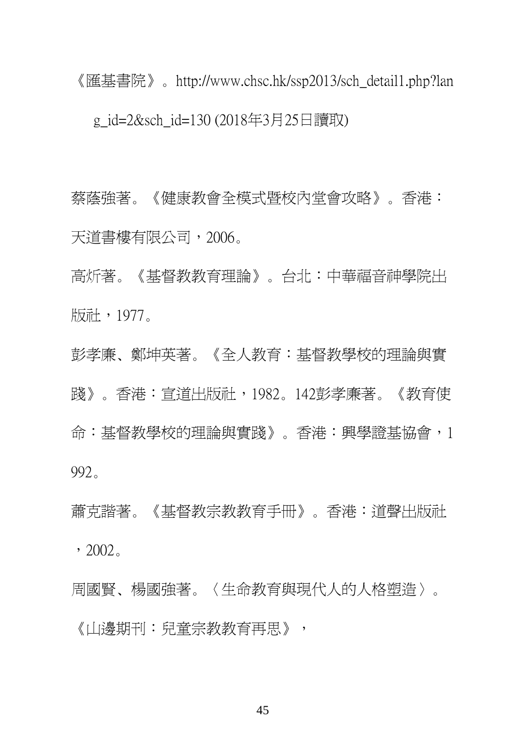《滙基書院》。http://www.chsc.hk/ssp2013/sch_detail1.php?lang_id=2&sch_id=130 (2018年3月25日讀取)

蔡蔭強著。《健康教會全模式暨校內堂會攻略》。香港：天道書樓有限公司，2006。

高炘著。《基督教教育理論》。台北：中華福音神學院出版社，1977。

彭孝廉、鄭坤英著。《全人教育：基督教學校的理論與實踐》。香港：宣道出版社，1982。142彭孝廉著。《教育使命：基督教學校的理論與實踐》。香港：興學證基協會，1992。

蕭克諧著。《基督教宗教教育手冊》。香港：道聲出版社，2002。

周國賢、楊國強著。〈生命教育與現代人的人格塑造〉。《山邊期刊：兒童宗教教育再思》，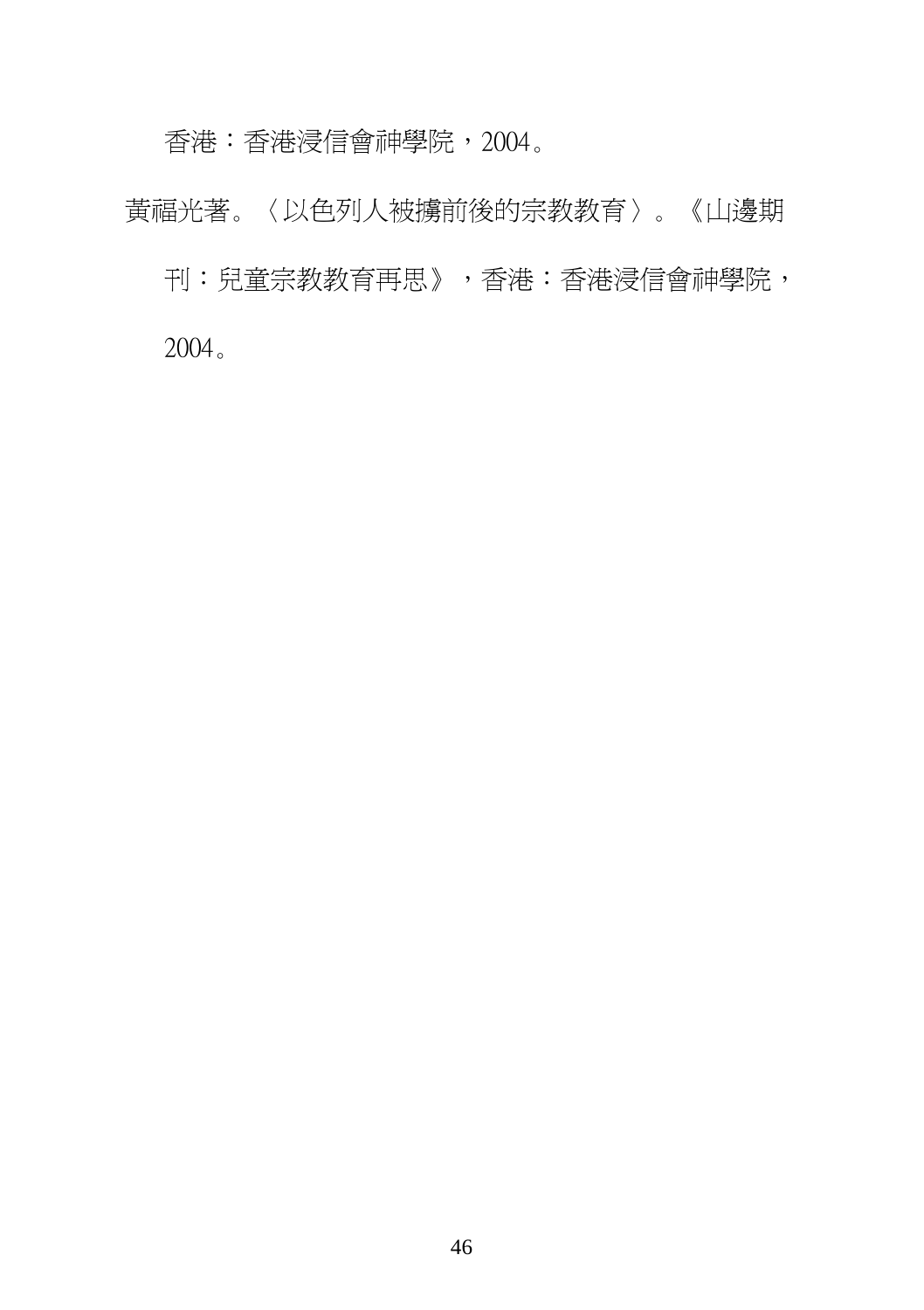香港：香港浸信會神學院，2004。

黃福光著。〈以色列人被擄前後的宗教教育〉。《山邊期刊：兒童宗教教育再思》，香港：香港浸信會神學院，2004。